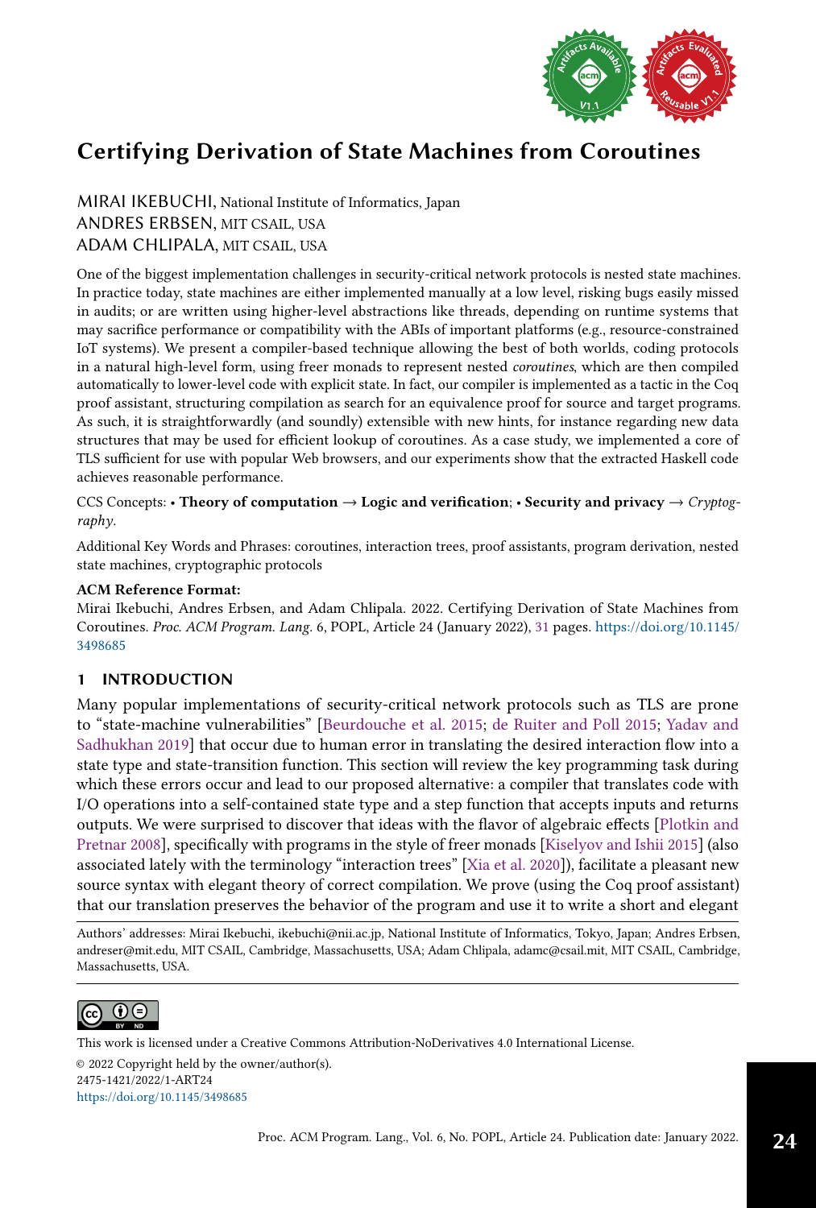# Certifying Derivation of State Machines from Coroutines

MIRAI IKEBUCHI, National Institute of Informatics, Japan
ANDRES ERBSEN, MIT CSAIL, USA
ADAM CHLIPALA, MIT CSAIL, USA

One of the biggest implementation challenges in security-critical network protocols is nested state machines. In practice today, state machines are either implemented manually at a low level, risking bugs easily missed in audits; or are written using higher-level abstractions like threads, depending on runtime systems that may sacrifice performance or compatibility with the ABIs of important platforms (e.g., resource-constrained IoT systems). We present a compiler-based technique allowing the best of both worlds, coding protocols in a natural high-level form, using freer monads to represent nested *coroutines*, which are then compiled automatically to lower-level code with explicit state. In fact, our compiler is implemented as a tactic in the Coq proof assistant, structuring compilation as search for an equivalence proof for source and target programs. As such, it is straightforwardly (and soundly) extensible with new hints, for instance regarding new data structures that may be used for efficient lookup of coroutines. As a case study, we implemented a core of TLS sufficient for use with popular Web browsers, and our experiments show that the extracted Haskell code achieves reasonable performance.

CCS Concepts: • **Theory of computation** → **Logic and verification**; • **Security and privacy** → *Cryptography*.

Additional Key Words and Phrases: coroutines, interaction trees, proof assistants, program derivation, nested state machines, cryptographic protocols

**ACM Reference Format:**
Mirai Ikebuchi, Andres Erbsen, and Adam Chlipala. 2022. Certifying Derivation of State Machines from Coroutines. *Proc. ACM Program. Lang.* 6, POPL, Article 24 (January 2022), 31 pages. https://doi.org/10.1145/3498685

## 1 INTRODUCTION

Many popular implementations of security-critical network protocols such as TLS are prone to "state-machine vulnerabilities" [Beurdouche et al. 2015; de Ruiter and Poll 2015; Yadav and Sadhukhan 2019] that occur due to human error in translating the desired interaction flow into a state type and state-transition function. This section will review the key programming task during which these errors occur and lead to our proposed alternative: a compiler that translates code with I/O operations into a self-contained state type and a step function that accepts inputs and returns outputs. We were surprised to discover that ideas with the flavor of algebraic effects [Plotkin and Pretnar 2008], specifically with programs in the style of freer monads [Kiselyov and Ishii 2015] (also associated lately with the terminology "interaction trees" [Xia et al. 2020]), facilitate a pleasant new source syntax with elegant theory of correct compilation. We prove (using the Coq proof assistant) that our translation preserves the behavior of the program and use it to write a short and elegant

Authors' addresses: Mirai Ikebuchi, ikebuchi@nii.ac.jp, National Institute of Informatics, Tokyo, Japan; Andres Erbsen, andreser@mit.edu, MIT CSAIL, Cambridge, Massachusetts, USA; Adam Chlipala, adamc@csail.mit, MIT CSAIL, Cambridge, Massachusetts, USA.

This work is licensed under a Creative Commons Attribution-NoDerivatives 4.0 International License.
© 2022 Copyright held by the owner/author(s).
2475-1421/2022/1-ART24
https://doi.org/10.1145/3498685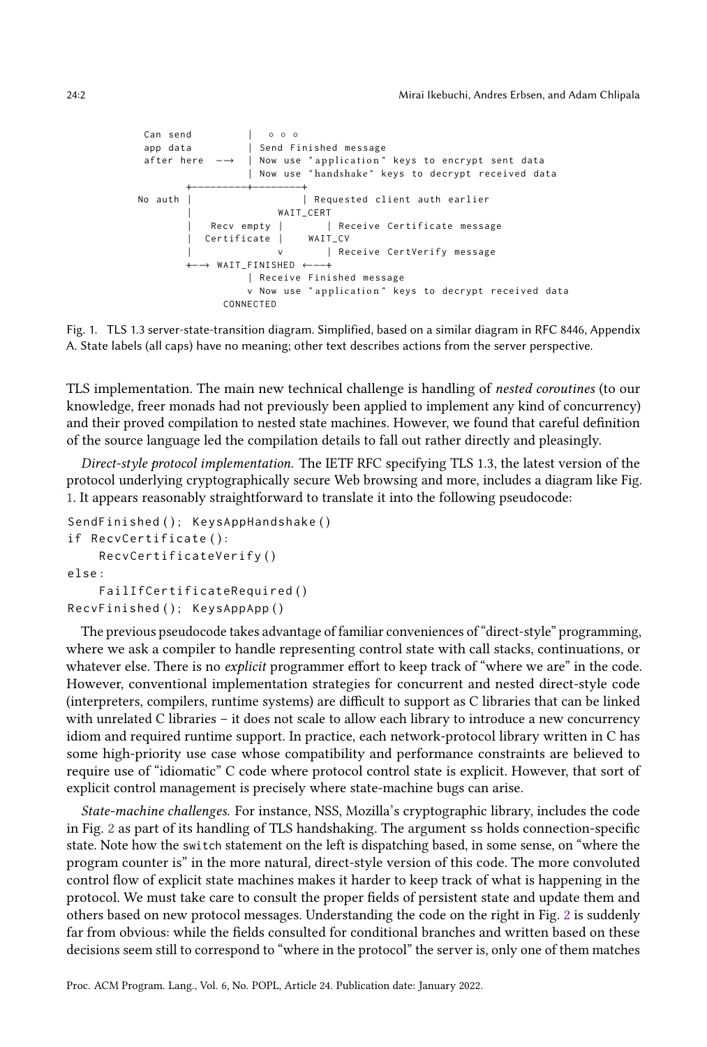```
Can send          |   ○ ○ ○
app data          | Send Finished message
after here  -->   | Now use "application" keys to encrypt sent data
                  | Now use "handshake" keys to decrypt received data
        +---------+--------+
No auth |                  | Requested client auth earlier
        |              WAIT_CERT
        |   Recv empty |       | Receive Certificate message
        |  Certificate |     WAIT_CV
        |              v       | Receive CertVerify message
        +--> WAIT_FINISHED <---+
                  | Receive Finished message
                  v Now use "application" keys to decrypt received data
              CONNECTED
```

Fig. 1. TLS 1.3 server-state-transition diagram. Simplified, based on a similar diagram in RFC 8446, Appendix A. State labels (all caps) have no meaning; other text describes actions from the server perspective.

TLS implementation. The main new technical challenge is handling of *nested coroutines* (to our knowledge, freer monads had not previously been applied to implement any kind of concurrency) and their proved compilation to nested state machines. However, we found that careful definition of the source language led the compilation details to fall out rather directly and pleasingly.

*Direct-style protocol implementation.* The IETF RFC specifying TLS 1.3, the latest version of the protocol underlying cryptographically secure Web browsing and more, includes a diagram like Fig. 1. It appears reasonably straightforward to translate it into the following pseudocode:

```
SendFinished(); KeysAppHandshake()
if RecvCertificate():
    RecvCertificateVerify()
else:
    FailIfCertificateRequired()
RecvFinished(); KeysAppApp()
```

The previous pseudocode takes advantage of familiar conveniences of "direct-style" programming, where we ask a compiler to handle representing control state with call stacks, continuations, or whatever else. There is no *explicit* programmer effort to keep track of "where we are" in the code. However, conventional implementation strategies for concurrent and nested direct-style code (interpreters, compilers, runtime systems) are difficult to support as C libraries that can be linked with unrelated C libraries – it does not scale to allow each library to introduce a new concurrency idiom and required runtime support. In practice, each network-protocol library written in C has some high-priority use case whose compatibility and performance constraints are believed to require use of "idiomatic" C code where protocol control state is explicit. However, that sort of explicit control management is precisely where state-machine bugs can arise.

*State-machine challenges.* For instance, NSS, Mozilla's cryptographic library, includes the code in Fig. 2 as part of its handling of TLS handshaking. The argument ss holds connection-specific state. Note how the switch statement on the left is dispatching based, in some sense, on "where the program counter is" in the more natural, direct-style version of this code. The more convoluted control flow of explicit state machines makes it harder to keep track of what is happening in the protocol. We must take care to consult the proper fields of persistent state and update them and others based on new protocol messages. Understanding the code on the right in Fig. 2 is suddenly far from obvious: while the fields consulted for conditional branches and written based on these decisions seem still to correspond to "where in the protocol" the server is, only one of them matches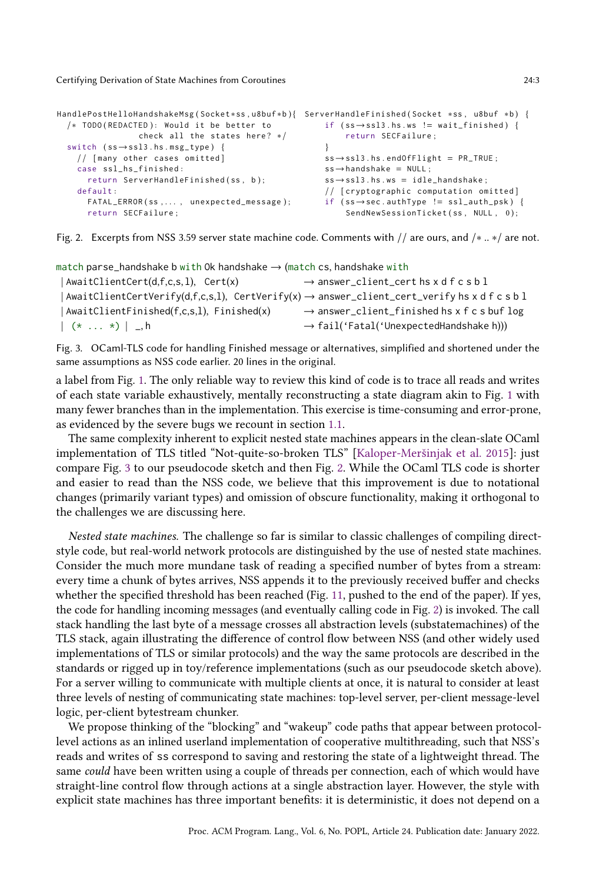```
HandlePostHelloHandshakeMsg(Socket*ss,u8buf*b){
  /* TODO(REDACTED): Would it be better to
                check all the states here? */
  switch (ss→ssl3.hs.msg_type) {
    // [many other cases omitted]
    case ssl_hs_finished:
      return ServerHandleFinished(ss, b);
    default:
      FATAL_ERROR(ss,..., unexpected_message);
      return SECFailure;
```

```
ServerHandleFinished(Socket *ss, u8buf *b) {
    if (ss→ssl3.hs.ws != wait_finished) {
        return SECFailure;
    }
    ss→ssl3.hs.endOfFlight = PR_TRUE;
    ss→handshake = NULL;
    ss→ssl3.hs.ws = idle_handshake;
    // [cryptographic computation omitted]
    if (ss→sec.authType != ssl_auth_psk) {
        SendNewSessionTicket(ss, NULL, 0);
```

Fig. 2. Excerpts from NSS 3.59 server state machine code. Comments with // are ours, and /* .. */ are not.

```
match parse_handshake b with Ok handshake → (match cs, handshake with
 | AwaitClientCert(d,f,c,s,l),  Cert(x)              → answer_client_cert hs x d f c s b l
 | AwaitClientCertVerify(d,f,c,s,l), CertVerify(x) → answer_client_cert_verify hs x d f c s b l
 | AwaitClientFinished(f,c,s,l),  Finished(x)        → answer_client_finished hs x f c s buf log
 | (* ... *) | _,h                                   → fail(`Fatal(`UnexpectedHandshake h)))
```

Fig. 3. OCaml-TLS code for handling Finished message or alternatives, simplified and shortened under the same assumptions as NSS code earlier. 20 lines in the original.

a label from Fig. 1. The only reliable way to review this kind of code is to trace all reads and writes of each state variable exhaustively, mentally reconstructing a state diagram akin to Fig. 1 with many fewer branches than in the implementation. This exercise is time-consuming and error-prone, as evidenced by the severe bugs we recount in section 1.1.

The same complexity inherent to explicit nested state machines appears in the clean-slate OCaml implementation of TLS titled "Not-quite-so-broken TLS" [Kaloper-Meršinjak et al. 2015]: just compare Fig. 3 to our pseudocode sketch and then Fig. 2. While the OCaml TLS code is shorter and easier to read than the NSS code, we believe that this improvement is due to notational changes (primarily variant types) and omission of obscure functionality, making it orthogonal to the challenges we are discussing here.

*Nested state machines.* The challenge so far is similar to classic challenges of compiling direct-style code, but real-world network protocols are distinguished by the use of nested state machines. Consider the much more mundane task of reading a specified number of bytes from a stream: every time a chunk of bytes arrives, NSS appends it to the previously received buffer and checks whether the specified threshold has been reached (Fig. 11, pushed to the end of the paper). If yes, the code for handling incoming messages (and eventually calling code in Fig. 2) is invoked. The call stack handling the last byte of a message crosses all abstraction levels (substatemachines) of the TLS stack, again illustrating the difference of control flow between NSS (and other widely used implementations of TLS or similar protocols) and the way the same protocols are described in the standards or rigged up in toy/reference implementations (such as our pseudocode sketch above). For a server willing to communicate with multiple clients at once, it is natural to consider at least three levels of nesting of communicating state machines: top-level server, per-client message-level logic, per-client bytestream chunker.

We propose thinking of the "blocking" and "wakeup" code paths that appear between protocol-level actions as an inlined userland implementation of cooperative multithreading, such that NSS's reads and writes of ss correspond to saving and restoring the state of a lightweight thread. The same *could* have been written using a couple of threads per connection, each of which would have straight-line control flow through actions at a single abstraction layer. However, the style with explicit state machines has three important benefits: it is deterministic, it does not depend on a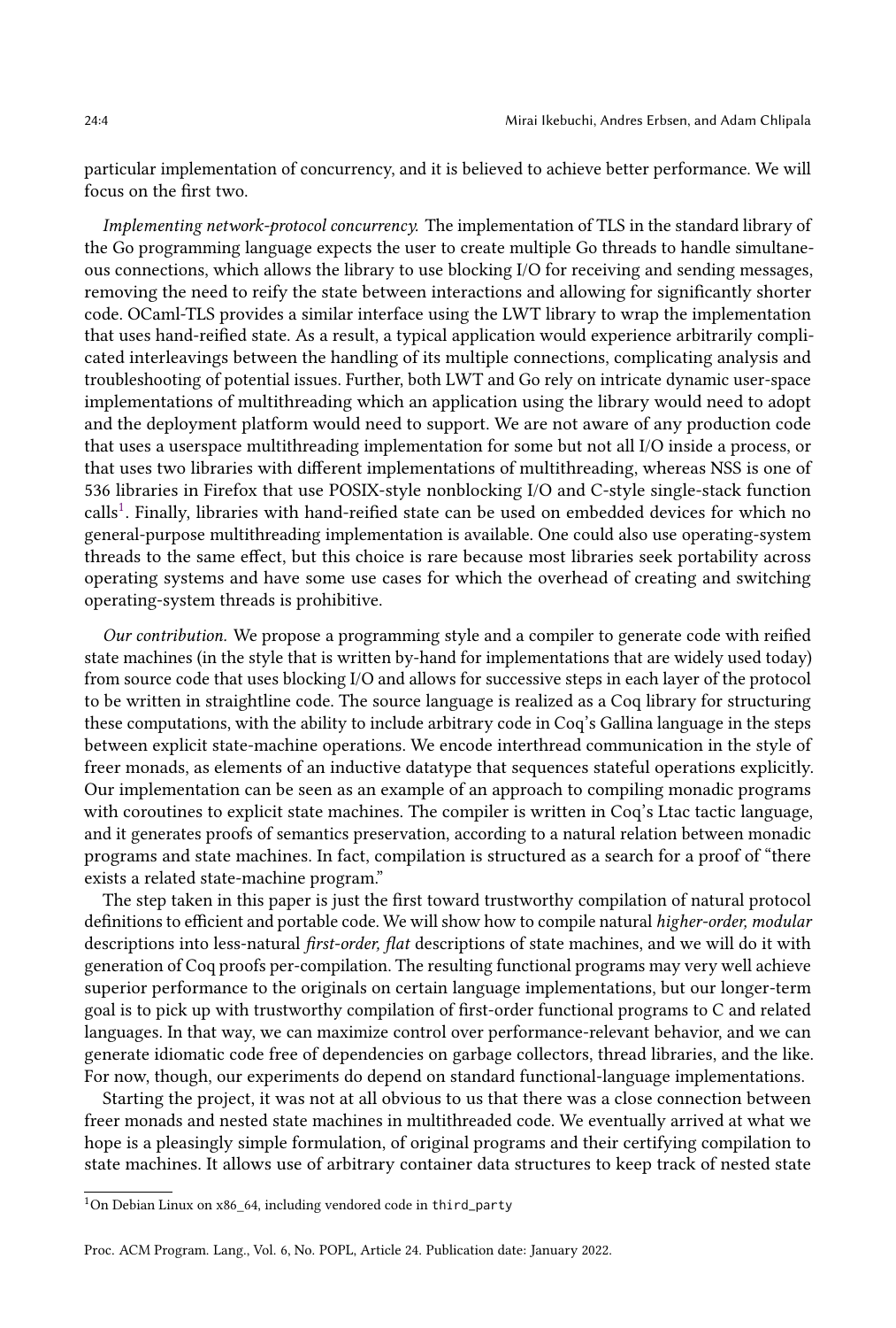particular implementation of concurrency, and it is believed to achieve better performance. We will focus on the first two.

*Implementing network-protocol concurrency.* The implementation of TLS in the standard library of the Go programming language expects the user to create multiple Go threads to handle simultaneous connections, which allows the library to use blocking I/O for receiving and sending messages, removing the need to reify the state between interactions and allowing for significantly shorter code. OCaml-TLS provides a similar interface using the LWT library to wrap the implementation that uses hand-reified state. As a result, a typical application would experience arbitrarily complicated interleavings between the handling of its multiple connections, complicating analysis and troubleshooting of potential issues. Further, both LWT and Go rely on intricate dynamic user-space implementations of multithreading which an application using the library would need to adopt and the deployment platform would need to support. We are not aware of any production code that uses a userspace multithreading implementation for some but not all I/O inside a process, or that uses two libraries with different implementations of multithreading, whereas NSS is one of 536 libraries in Firefox that use POSIX-style nonblocking I/O and C-style single-stack function calls[1]. Finally, libraries with hand-reified state can be used on embedded devices for which no general-purpose multithreading implementation is available. One could also use operating-system threads to the same effect, but this choice is rare because most libraries seek portability across operating systems and have some use cases for which the overhead of creating and switching operating-system threads is prohibitive.

*Our contribution.* We propose a programming style and a compiler to generate code with reified state machines (in the style that is written by-hand for implementations that are widely used today) from source code that uses blocking I/O and allows for successive steps in each layer of the protocol to be written in straightline code. The source language is realized as a Coq library for structuring these computations, with the ability to include arbitrary code in Coq's Gallina language in the steps between explicit state-machine operations. We encode interthread communication in the style of freer monads, as elements of an inductive datatype that sequences stateful operations explicitly. Our implementation can be seen as an example of an approach to compiling monadic programs with coroutines to explicit state machines. The compiler is written in Coq's Ltac tactic language, and it generates proofs of semantics preservation, according to a natural relation between monadic programs and state machines. In fact, compilation is structured as a search for a proof of "there exists a related state-machine program."

The step taken in this paper is just the first toward trustworthy compilation of natural protocol definitions to efficient and portable code. We will show how to compile natural *higher-order, modular* descriptions into less-natural *first-order, flat* descriptions of state machines, and we will do it with generation of Coq proofs per-compilation. The resulting functional programs may very well achieve superior performance to the originals on certain language implementations, but our longer-term goal is to pick up with trustworthy compilation of first-order functional programs to C and related languages. In that way, we can maximize control over performance-relevant behavior, and we can generate idiomatic code free of dependencies on garbage collectors, thread libraries, and the like. For now, though, our experiments do depend on standard functional-language implementations.

Starting the project, it was not at all obvious to us that there was a close connection between freer monads and nested state machines in multithreaded code. We eventually arrived at what we hope is a pleasingly simple formulation, of original programs and their certifying compilation to state machines. It allows use of arbitrary container data structures to keep track of nested state

[1]On Debian Linux on x86_64, including vendored code in `third_party`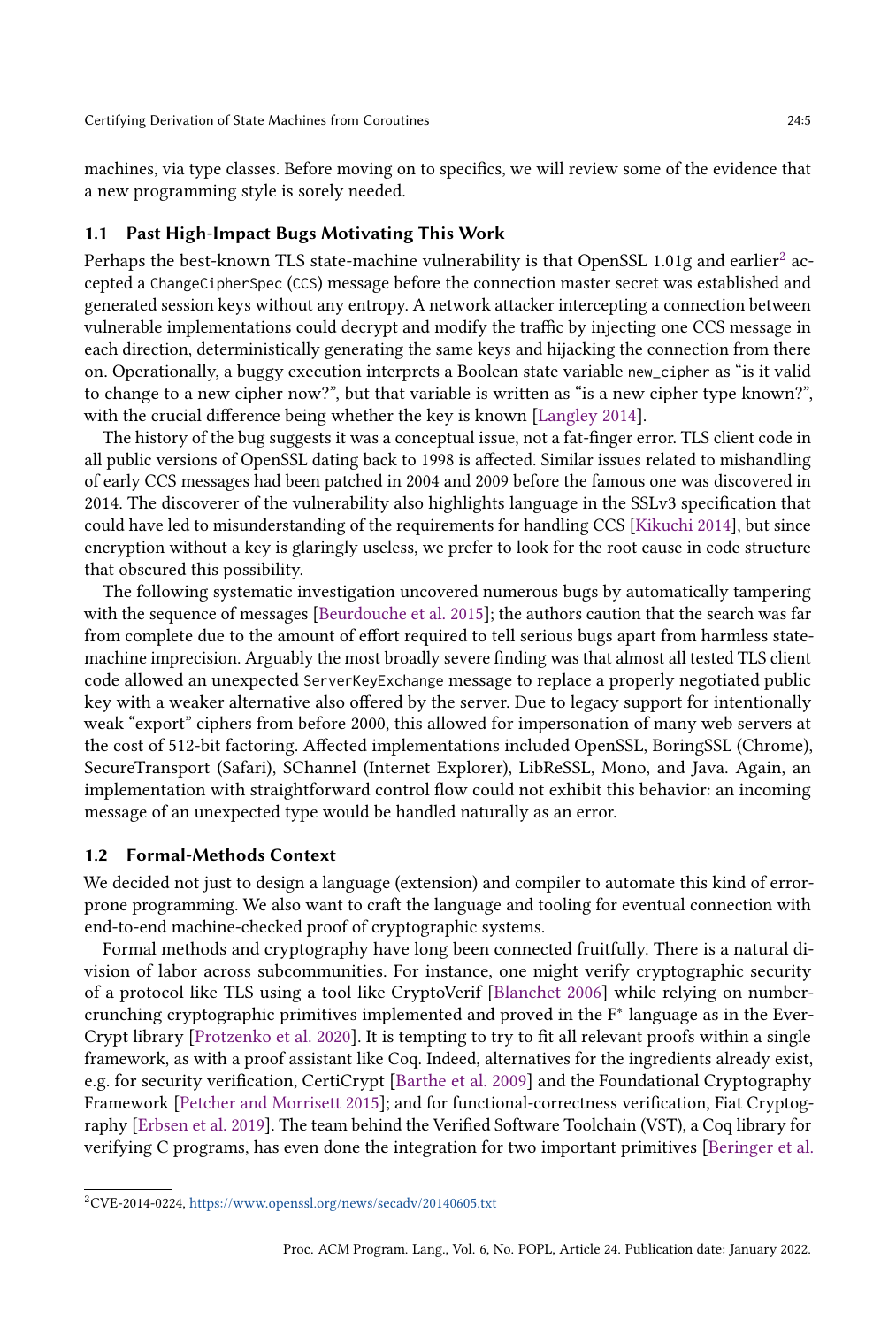machines, via type classes. Before moving on to specifics, we will review some of the evidence that a new programming style is sorely needed.

### 1.1 Past High-Impact Bugs Motivating This Work

Perhaps the best-known TLS state-machine vulnerability is that OpenSSL 1.01g and earlier[2] accepted a `ChangeCipherSpec` (`CCS`) message before the connection master secret was established and generated session keys without any entropy. A network attacker intercepting a connection between vulnerable implementations could decrypt and modify the traffic by injecting one CCS message in each direction, deterministically generating the same keys and hijacking the connection from there on. Operationally, a buggy execution interprets a Boolean state variable `new_cipher` as "is it valid to change to a new cipher now?", but that variable is written as "is a new cipher type known?", with the crucial difference being whether the key is known [Langley 2014].

The history of the bug suggests it was a conceptual issue, not a fat-finger error. TLS client code in all public versions of OpenSSL dating back to 1998 is affected. Similar issues related to mishandling of early CCS messages had been patched in 2004 and 2009 before the famous one was discovered in 2014. The discoverer of the vulnerability also highlights language in the SSLv3 specification that could have led to misunderstanding of the requirements for handling CCS [Kikuchi 2014], but since encryption without a key is glaringly useless, we prefer to look for the root cause in code structure that obscured this possibility.

The following systematic investigation uncovered numerous bugs by automatically tampering with the sequence of messages [Beurdouche et al. 2015]; the authors caution that the search was far from complete due to the amount of effort required to tell serious bugs apart from harmless state-machine imprecision. Arguably the most broadly severe finding was that almost all tested TLS client code allowed an unexpected `ServerKeyExchange` message to replace a properly negotiated public key with a weaker alternative also offered by the server. Due to legacy support for intentionally weak "export" ciphers from before 2000, this allowed for impersonation of many web servers at the cost of 512-bit factoring. Affected implementations included OpenSSL, BoringSSL (Chrome), SecureTransport (Safari), SChannel (Internet Explorer), LibReSSL, Mono, and Java. Again, an implementation with straightforward control flow could not exhibit this behavior: an incoming message of an unexpected type would be handled naturally as an error.

### 1.2 Formal-Methods Context

We decided not just to design a language (extension) and compiler to automate this kind of error-prone programming. We also want to craft the language and tooling for eventual connection with end-to-end machine-checked proof of cryptographic systems.

Formal methods and cryptography have long been connected fruitfully. There is a natural division of labor across subcommunities. For instance, one might verify cryptographic security of a protocol like TLS using a tool like CryptoVerif [Blanchet 2006] while relying on number-crunching cryptographic primitives implemented and proved in the F* language as in the Ever-Crypt library [Protzenko et al. 2020]. It is tempting to try to fit all relevant proofs within a single framework, as with a proof assistant like Coq. Indeed, alternatives for the ingredients already exist, e.g. for security verification, CertiCrypt [Barthe et al. 2009] and the Foundational Cryptography Framework [Petcher and Morrisett 2015]; and for functional-correctness verification, Fiat Cryptography [Erbsen et al. 2019]. The team behind the Verified Software Toolchain (VST), a Coq library for verifying C programs, has even done the integration for two important primitives [Beringer et al.

[2] CVE-2014-0224, https://www.openssl.org/news/secadv/20140605.txt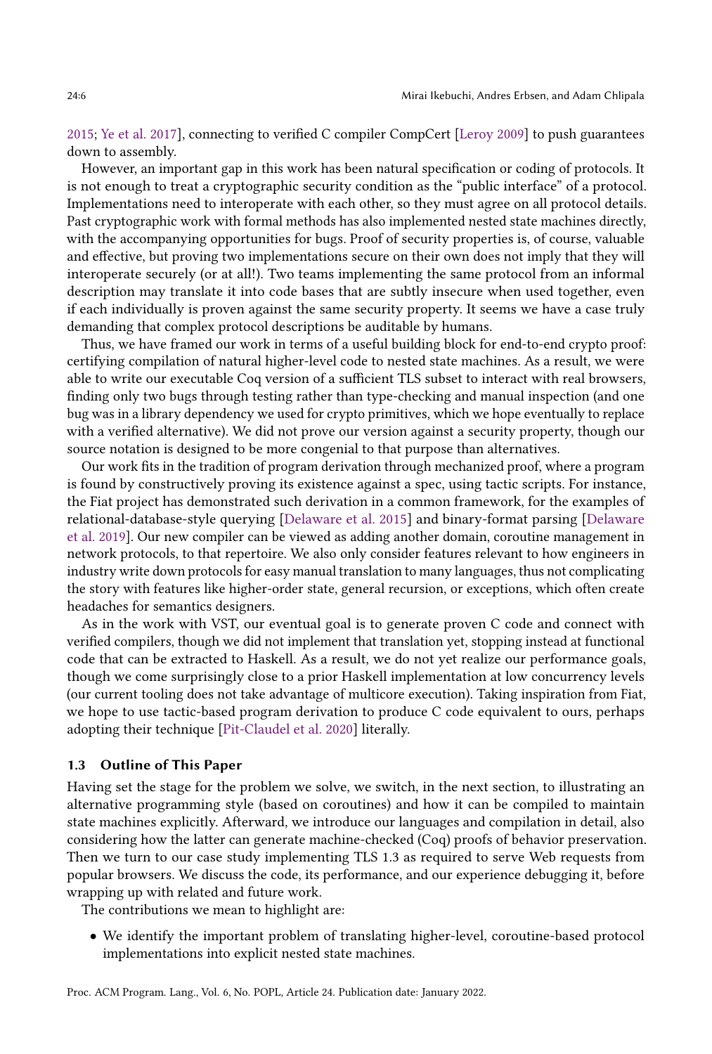2015; Ye et al. 2017], connecting to verified C compiler CompCert [Leroy 2009] to push guarantees down to assembly.

However, an important gap in this work has been natural specification or coding of protocols. It is not enough to treat a cryptographic security condition as the "public interface" of a protocol. Implementations need to interoperate with each other, so they must agree on all protocol details. Past cryptographic work with formal methods has also implemented nested state machines directly, with the accompanying opportunities for bugs. Proof of security properties is, of course, valuable and effective, but proving two implementations secure on their own does not imply that they will interoperate securely (or at all!). Two teams implementing the same protocol from an informal description may translate it into code bases that are subtly insecure when used together, even if each individually is proven against the same security property. It seems we have a case truly demanding that complex protocol descriptions be auditable by humans.

Thus, we have framed our work in terms of a useful building block for end-to-end crypto proof: certifying compilation of natural higher-level code to nested state machines. As a result, we were able to write our executable Coq version of a sufficient TLS subset to interact with real browsers, finding only two bugs through testing rather than type-checking and manual inspection (and one bug was in a library dependency we used for crypto primitives, which we hope eventually to replace with a verified alternative). We did not prove our version against a security property, though our source notation is designed to be more congenial to that purpose than alternatives.

Our work fits in the tradition of program derivation through mechanized proof, where a program is found by constructively proving its existence against a spec, using tactic scripts. For instance, the Fiat project has demonstrated such derivation in a common framework, for the examples of relational-database-style querying [Delaware et al. 2015] and binary-format parsing [Delaware et al. 2019]. Our new compiler can be viewed as adding another domain, coroutine management in network protocols, to that repertoire. We also only consider features relevant to how engineers in industry write down protocols for easy manual translation to many languages, thus not complicating the story with features like higher-order state, general recursion, or exceptions, which often create headaches for semantics designers.

As in the work with VST, our eventual goal is to generate proven C code and connect with verified compilers, though we did not implement that translation yet, stopping instead at functional code that can be extracted to Haskell. As a result, we do not yet realize our performance goals, though we come surprisingly close to a prior Haskell implementation at low concurrency levels (our current tooling does not take advantage of multicore execution). Taking inspiration from Fiat, we hope to use tactic-based program derivation to produce C code equivalent to ours, perhaps adopting their technique [Pit-Claudel et al. 2020] literally.

### 1.3 Outline of This Paper

Having set the stage for the problem we solve, we switch, in the next section, to illustrating an alternative programming style (based on coroutines) and how it can be compiled to maintain state machines explicitly. Afterward, we introduce our languages and compilation in detail, also considering how the latter can generate machine-checked (Coq) proofs of behavior preservation. Then we turn to our case study implementing TLS 1.3 as required to serve Web requests from popular browsers. We discuss the code, its performance, and our experience debugging it, before wrapping up with related and future work.

The contributions we mean to highlight are:

- We identify the important problem of translating higher-level, coroutine-based protocol implementations into explicit nested state machines.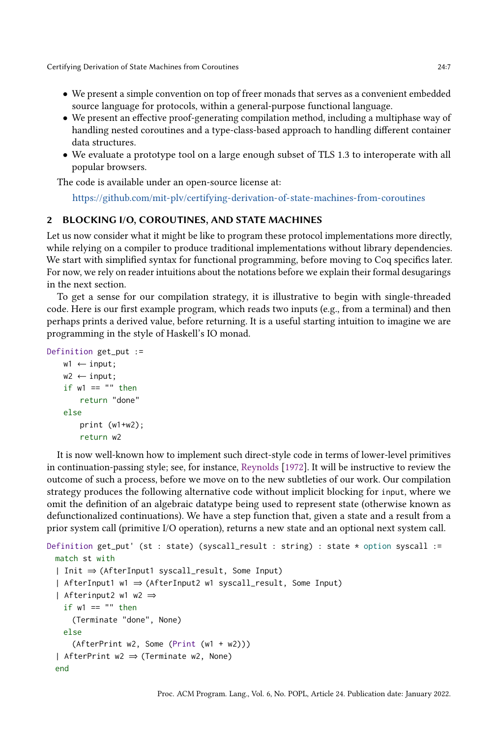- We present a simple convention on top of freer monads that serves as a convenient embedded source language for protocols, within a general-purpose functional language.
- We present an effective proof-generating compilation method, including a multiphase way of handling nested coroutines and a type-class-based approach to handling different container data structures.
- We evaluate a prototype tool on a large enough subset of TLS 1.3 to interoperate with all popular browsers.

The code is available under an open-source license at:

https://github.com/mit-plv/certifying-derivation-of-state-machines-from-coroutines

## 2 BLOCKING I/O, COROUTINES, AND STATE MACHINES

Let us now consider what it might be like to program these protocol implementations more directly, while relying on a compiler to produce traditional implementations without library dependencies. We start with simplified syntax for functional programming, before moving to Coq specifics later. For now, we rely on reader intuitions about the notations before we explain their formal desugarings in the next section.

To get a sense for our compilation strategy, it is illustrative to begin with single-threaded code. Here is our first example program, which reads two inputs (e.g., from a terminal) and then perhaps prints a derived value, before returning. It is a useful starting intuition to imagine we are programming in the style of Haskell's IO monad.

```
Definition get_put :=
    w1 ⟵ input;
    w2 ⟵ input;
    if w1 == "" then
        return "done"
    else
        print (w1+w2);
        return w2
```

It is now well-known how to implement such direct-style code in terms of lower-level primitives in continuation-passing style; see, for instance, Reynolds [1972]. It will be instructive to review the outcome of such a process, before we move on to the new subtleties of our work. Our compilation strategy produces the following alternative code without implicit blocking for `input`, where we omit the definition of an algebraic datatype being used to represent state (otherwise known as defunctionalized continuations). We have a step function that, given a state and a result from a prior system call (primitive I/O operation), returns a new state and an optional next system call.

```
Definition get_put' (st : state) (syscall_result : string) : state * option syscall :=
  match st with
  | Init ⇒ (AfterInput1 syscall_result, Some Input)
  | AfterInput1 w1 ⇒ (AfterInput2 w1 syscall_result, Some Input)
  | Afterinput2 w1 w2 ⇒
    if w1 == "" then
      (Terminate "done", None)
    else
      (AfterPrint w2, Some (Print (w1 + w2)))
  | AfterPrint w2 ⇒ (Terminate w2, None)
  end
```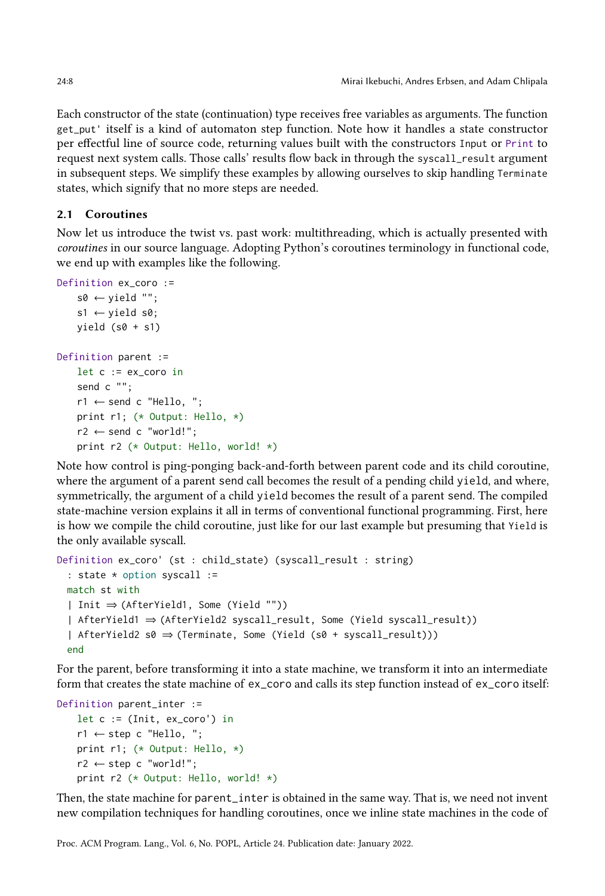Each constructor of the state (continuation) type receives free variables as arguments. The function `get_put'` itself is a kind of automaton step function. Note how it handles a state constructor per effectful line of source code, returning values built with the constructors `Input` or `Print` to request next system calls. Those calls' results flow back in through the `syscall_result` argument in subsequent steps. We simplify these examples by allowing ourselves to skip handling `Terminate` states, which signify that no more steps are needed.

### 2.1 Coroutines

Now let us introduce the twist vs. past work: multithreading, which is actually presented with *coroutines* in our source language. Adopting Python's coroutines terminology in functional code, we end up with examples like the following.

```
Definition ex_coro :=
    s0 ← yield "";
    s1 ← yield s0;
    yield (s0 + s1)

Definition parent :=
    let c := ex_coro in
    send c "";
    r1 ← send c "Hello, ";
    print r1; (* Output: Hello, *)
    r2 ← send c "world!";
    print r2 (* Output: Hello, world! *)
```

Note how control is ping-ponging back-and-forth between parent code and its child coroutine, where the argument of a parent `send` call becomes the result of a pending child `yield`, and where, symmetrically, the argument of a child `yield` becomes the result of a parent `send`. The compiled state-machine version explains it all in terms of conventional functional programming. First, here is how we compile the child coroutine, just like for our last example but presuming that `Yield` is the only available syscall.

```
Definition ex_coro' (st : child_state) (syscall_result : string)
  : state * option syscall :=
  match st with
  | Init ⇒ (AfterYield1, Some (Yield ""))
  | AfterYield1 ⇒ (AfterYield2 syscall_result, Some (Yield syscall_result))
  | AfterYield2 s0 ⇒ (Terminate, Some (Yield (s0 + syscall_result)))
  end
```

For the parent, before transforming it into a state machine, we transform it into an intermediate form that creates the state machine of `ex_coro` and calls its step function instead of `ex_coro` itself:

```
Definition parent_inter :=
    let c := (Init, ex_coro') in
    r1 ← step c "Hello, ";
    print r1; (* Output: Hello, *)
    r2 ← step c "world!";
    print r2 (* Output: Hello, world! *)
```

Then, the state machine for `parent_inter` is obtained in the same way. That is, we need not invent new compilation techniques for handling coroutines, once we inline state machines in the code of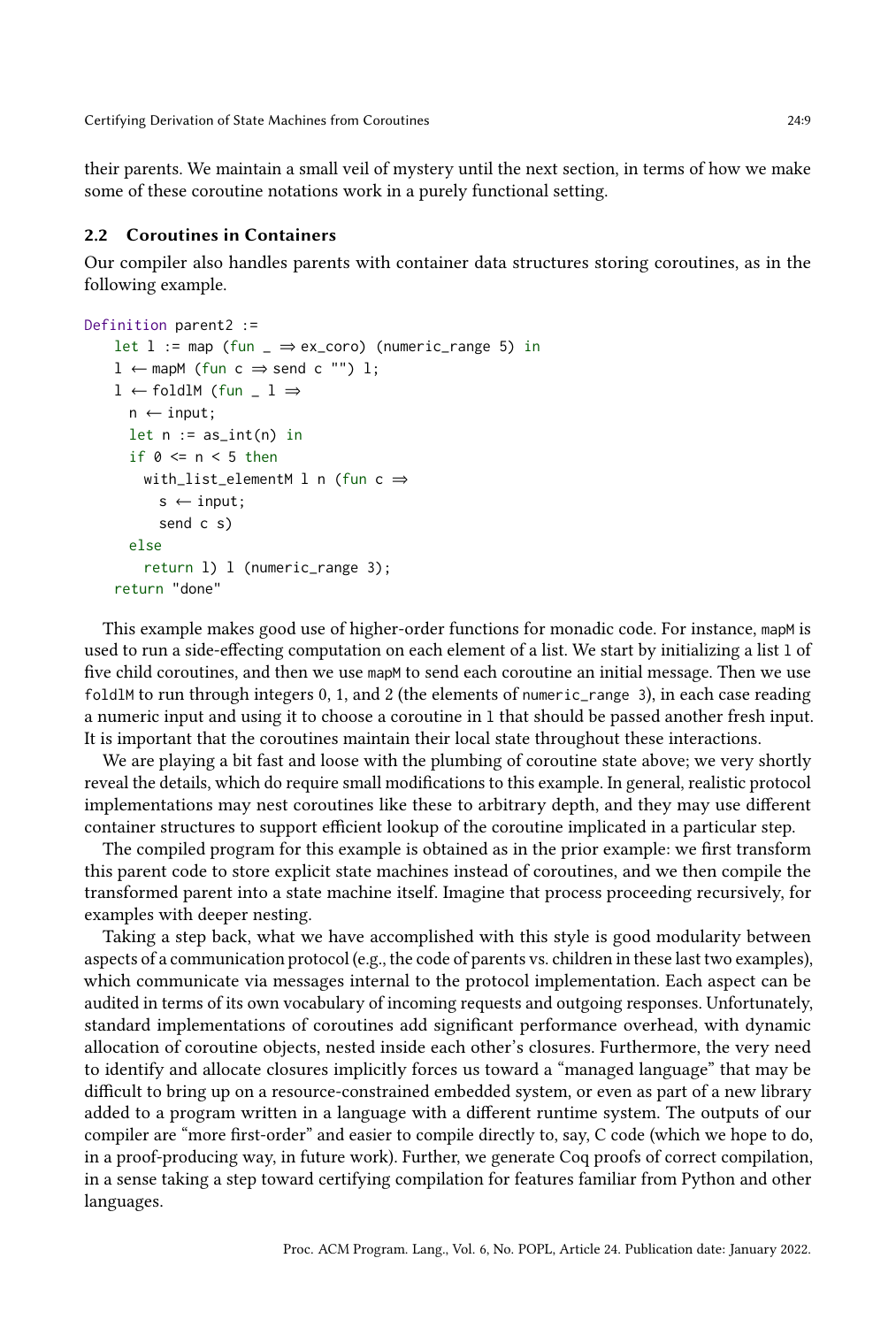their parents. We maintain a small veil of mystery until the next section, in terms of how we make some of these coroutine notations work in a purely functional setting.

## 2.2 Coroutines in Containers

Our compiler also handles parents with container data structures storing coroutines, as in the following example.

```
Definition parent2 :=
  let l := map (fun _ ⇒ ex_coro) (numeric_range 5) in
  l ← mapM (fun c ⇒ send c "") l;
  l ← foldlM (fun _ l ⇒
    n ← input;
    let n := as_int(n) in
    if 0 <= n < 5 then
      with_list_elementM l n (fun c ⇒
        s ← input;
        send c s)
    else
      return l) l (numeric_range 3);
  return "done"
```

This example makes good use of higher-order functions for monadic code. For instance, `mapM` is used to run a side-effecting computation on each element of a list. We start by initializing a list `l` of five child coroutines, and then we use `mapM` to send each coroutine an initial message. Then we use `foldlM` to run through integers 0, 1, and 2 (the elements of `numeric_range 3`), in each case reading a numeric input and using it to choose a coroutine in `l` that should be passed another fresh input. It is important that the coroutines maintain their local state throughout these interactions.

We are playing a bit fast and loose with the plumbing of coroutine state above; we very shortly reveal the details, which do require small modifications to this example. In general, realistic protocol implementations may nest coroutines like these to arbitrary depth, and they may use different container structures to support efficient lookup of the coroutine implicated in a particular step.

The compiled program for this example is obtained as in the prior example: we first transform this parent code to store explicit state machines instead of coroutines, and we then compile the transformed parent into a state machine itself. Imagine that process proceeding recursively, for examples with deeper nesting.

Taking a step back, what we have accomplished with this style is good modularity between aspects of a communication protocol (e.g., the code of parents vs. children in these last two examples), which communicate via messages internal to the protocol implementation. Each aspect can be audited in terms of its own vocabulary of incoming requests and outgoing responses. Unfortunately, standard implementations of coroutines add significant performance overhead, with dynamic allocation of coroutine objects, nested inside each other's closures. Furthermore, the very need to identify and allocate closures implicitly forces us toward a "managed language" that may be difficult to bring up on a resource-constrained embedded system, or even as part of a new library added to a program written in a language with a different runtime system. The outputs of our compiler are "more first-order" and easier to compile directly to, say, C code (which we hope to do, in a proof-producing way, in future work). Further, we generate Coq proofs of correct compilation, in a sense taking a step toward certifying compilation for features familiar from Python and other languages.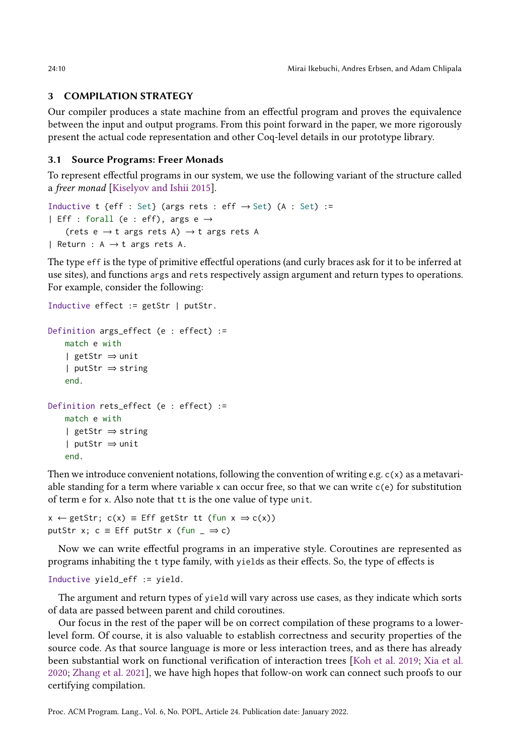## 3 COMPILATION STRATEGY

Our compiler produces a state machine from an effectful program and proves the equivalence between the input and output programs. From this point forward in the paper, we more rigorously present the actual code representation and other Coq-level details in our prototype library.

### 3.1 Source Programs: Freer Monads

To represent effectful programs in our system, we use the following variant of the structure called a *freer monad* [Kiselyov and Ishii 2015].

```
Inductive t {eff : Set} (args rets : eff → Set) (A : Set) :=
| Eff : forall (e : eff), args e →
    (rets e → t args rets A) → t args rets A
| Return : A → t args rets A.
```

The type `eff` is the type of primitive effectful operations (and curly braces ask for it to be inferred at use sites), and functions `args` and `rets` respectively assign argument and return types to operations. For example, consider the following:

```
Inductive effect := getStr | putStr.

Definition args_effect (e : effect) :=
    match e with
    | getStr ⇒ unit
    | putStr ⇒ string
    end.

Definition rets_effect (e : effect) :=
    match e with
    | getStr ⇒ string
    | putStr ⇒ unit
    end.
```

Then we introduce convenient notations, following the convention of writing e.g. `c(x)` as a metavariable standing for a term where variable `x` can occur free, so that we can write `c(e)` for substitution of term `e` for `x`. Also note that `tt` is the one value of type `unit`.

```
x ← getStr; c(x) ≡ Eff getStr tt (fun x ⇒ c(x))
putStr x; c ≡ Eff putStr x (fun _ ⇒ c)
```

Now we can write effectful programs in an imperative style. Coroutines are represented as programs inhabiting the `t` type family, with `yield`s as their effects. So, the type of effects is

```
Inductive yield_eff := yield.
```

The argument and return types of `yield` will vary across use cases, as they indicate which sorts of data are passed between parent and child coroutines.

Our focus in the rest of the paper will be on correct compilation of these programs to a lower-level form. Of course, it is also valuable to establish correctness and security properties of the source code. As that source language is more or less interaction trees, and as there has already been substantial work on functional verification of interaction trees [Koh et al. 2019; Xia et al. 2020; Zhang et al. 2021], we have high hopes that follow-on work can connect such proofs to our certifying compilation.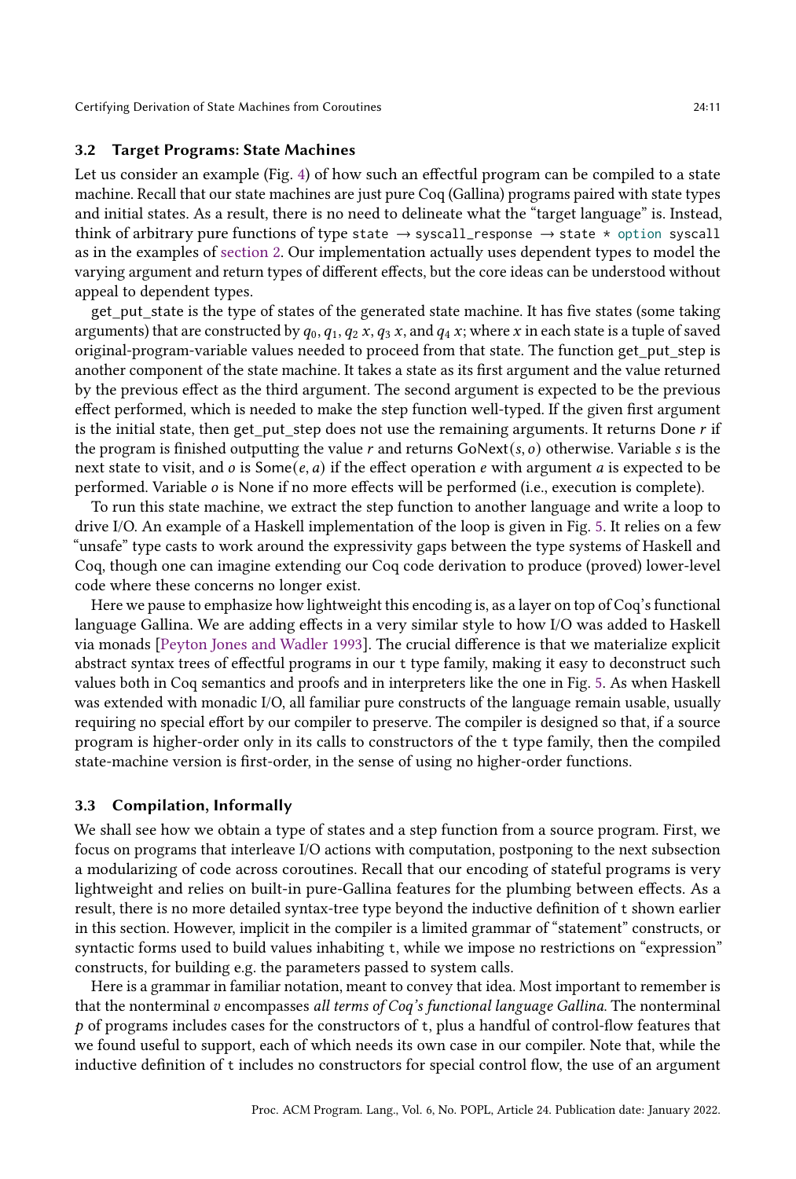### 3.2 Target Programs: State Machines

Let us consider an example (Fig. 4) of how such an effectful program can be compiled to a state machine. Recall that our state machines are just pure Coq (Gallina) programs paired with state types and initial states. As a result, there is no need to delineate what the "target language" is. Instead, think of arbitrary pure functions of type `state → syscall_response → state * option syscall` as in the examples of section 2. Our implementation actually uses dependent types to model the varying argument and return types of different effects, but the core ideas can be understood without appeal to dependent types.

get_put_state is the type of states of the generated state machine. It has five states (some taking arguments) that are constructed by $q_0$, $q_1$, $q_2\ x$, $q_3\ x$, and $q_4\ x$; where $x$ in each state is a tuple of saved original-program-variable values needed to proceed from that state. The function get_put_step is another component of the state machine. It takes a state as its first argument and the value returned by the previous effect as the third argument. The second argument is expected to be the previous effect performed, which is needed to make the step function well-typed. If the given first argument is the initial state, then get_put_step does not use the remaining arguments. It returns Done $r$ if the program is finished outputting the value $r$ and returns GoNext$(s, o)$ otherwise. Variable $s$ is the next state to visit, and $o$ is Some$(e, a)$ if the effect operation $e$ with argument $a$ is expected to be performed. Variable $o$ is None if no more effects will be performed (i.e., execution is complete).

To run this state machine, we extract the step function to another language and write a loop to drive I/O. An example of a Haskell implementation of the loop is given in Fig. 5. It relies on a few "unsafe" type casts to work around the expressivity gaps between the type systems of Haskell and Coq, though one can imagine extending our Coq code derivation to produce (proved) lower-level code where these concerns no longer exist.

Here we pause to emphasize how lightweight this encoding is, as a layer on top of Coq's functional language Gallina. We are adding effects in a very similar style to how I/O was added to Haskell via monads [Peyton Jones and Wadler 1993]. The crucial difference is that we materialize explicit abstract syntax trees of effectful programs in our `t` type family, making it easy to deconstruct such values both in Coq semantics and proofs and in interpreters like the one in Fig. 5. As when Haskell was extended with monadic I/O, all familiar pure constructs of the language remain usable, usually requiring no special effort by our compiler to preserve. The compiler is designed so that, if a source program is higher-order only in its calls to constructors of the `t` type family, then the compiled state-machine version is first-order, in the sense of using no higher-order functions.

### 3.3 Compilation, Informally

We shall see how we obtain a type of states and a step function from a source program. First, we focus on programs that interleave I/O actions with computation, postponing to the next subsection a modularizing of code across coroutines. Recall that our encoding of stateful programs is very lightweight and relies on built-in pure-Gallina features for the plumbing between effects. As a result, there is no more detailed syntax-tree type beyond the inductive definition of `t` shown earlier in this section. However, implicit in the compiler is a limited grammar of "statement" constructs, or syntactic forms used to build values inhabiting `t`, while we impose no restrictions on "expression" constructs, for building e.g. the parameters passed to system calls.

Here is a grammar in familiar notation, meant to convey that idea. Most important to remember is that the nonterminal $v$ encompasses *all terms of Coq's functional language Gallina*. The nonterminal $p$ of programs includes cases for the constructors of `t`, plus a handful of control-flow features that we found useful to support, each of which needs its own case in our compiler. Note that, while the inductive definition of `t` includes no constructors for special control flow, the use of an argument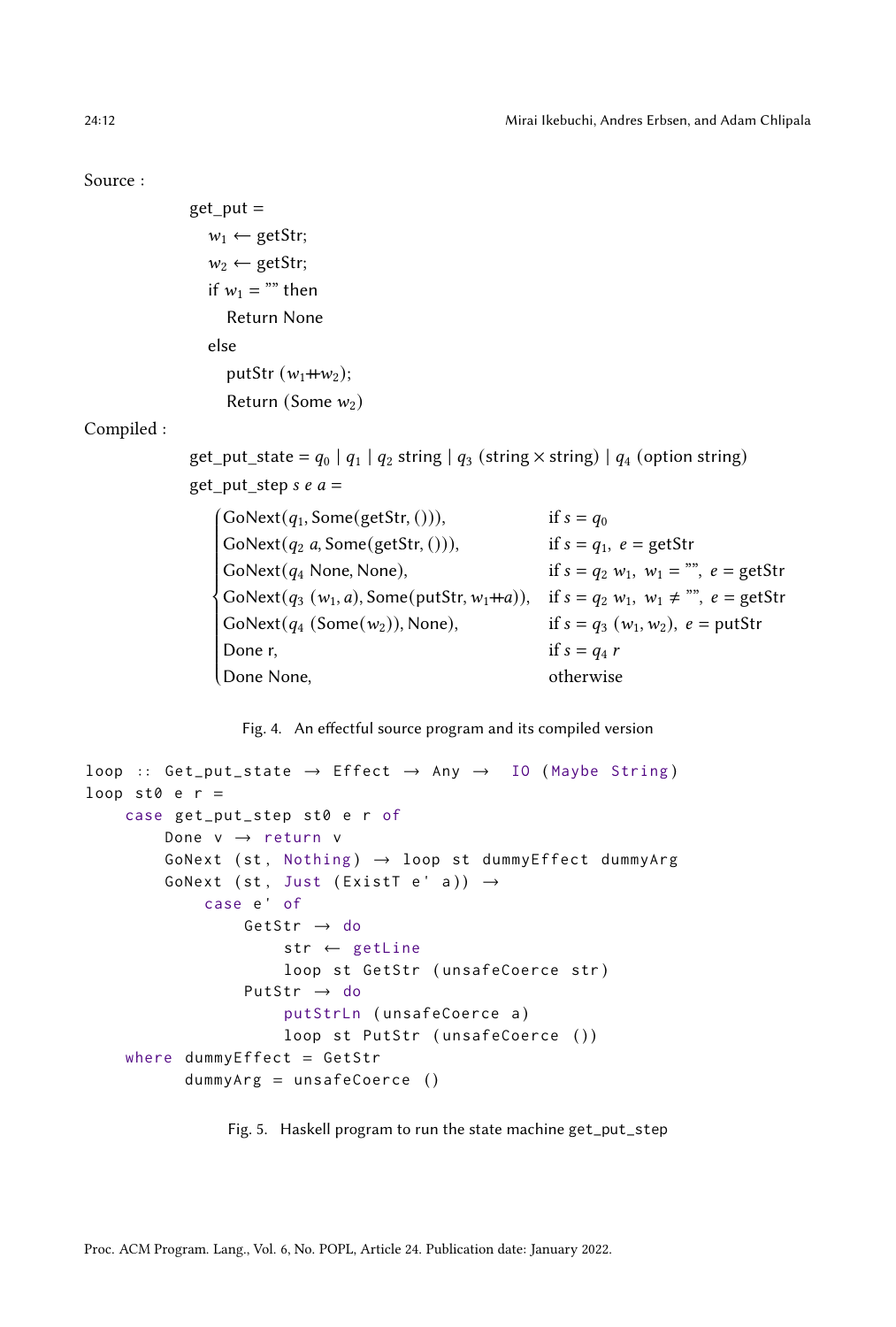Source :

$$
\begin{array}{l}
\text{get\_put} = \\
\quad w_1 \leftarrow \text{getStr}; \\
\quad w_2 \leftarrow \text{getStr}; \\
\quad \text{if } w_1 = \text{""} \text{ then} \\
\quad\quad \text{Return None} \\
\quad \text{else} \\
\quad\quad \text{putStr } (w_1 +\!\!+ w_2); \\
\quad\quad \text{Return (Some } w_2)
\end{array}
$$

Compiled :

$$
\text{get\_put\_state} = q_0 \mid q_1 \mid q_2 \text{ string} \mid q_3 \text{ (string} \times \text{string)} \mid q_4 \text{ (option string)}
$$

$$
\text{get\_put\_step } s\ e\ a =
\begin{cases}
\text{GoNext}(q_1, \text{Some}(\text{getStr}, ())), & \text{if } s = q_0 \\
\text{GoNext}(q_2\ a, \text{Some}(\text{getStr}, ())), & \text{if } s = q_1,\ e = \text{getStr} \\
\text{GoNext}(q_4 \text{ None}, \text{None}), & \text{if } s = q_2\ w_1,\ w_1 = \text{""},\ e = \text{getStr} \\
\text{GoNext}(q_3\ (w_1, a), \text{Some}(\text{putStr}, w_1 +\!\!+ a)), & \text{if } s = q_2\ w_1,\ w_1 \neq \text{""},\ e = \text{getStr} \\
\text{GoNext}(q_4\ (\text{Some}(w_2)), \text{None}), & \text{if } s = q_3\ (w_1, w_2),\ e = \text{putStr} \\
\text{Done r}, & \text{if } s = q_4\ r \\
\text{Done None}, & \text{otherwise}
\end{cases}
$$

Fig. 4. An effectful source program and its compiled version

```
loop :: Get_put_state → Effect → Any →  IO (Maybe String)
loop st0 e r =
    case get_put_step st0 e r of
        Done v → return v
        GoNext (st, Nothing) → loop st dummyEffect dummyArg
        GoNext (st, Just (ExistT e' a)) →
            case e' of
                GetStr → do
                    str ← getLine
                    loop st GetStr (unsafeCoerce str)
                PutStr → do
                    putStrLn (unsafeCoerce a)
                    loop st PutStr (unsafeCoerce ())
    where dummyEffect = GetStr
          dummyArg = unsafeCoerce ()
```

Fig. 5. Haskell program to run the state machine get_put_step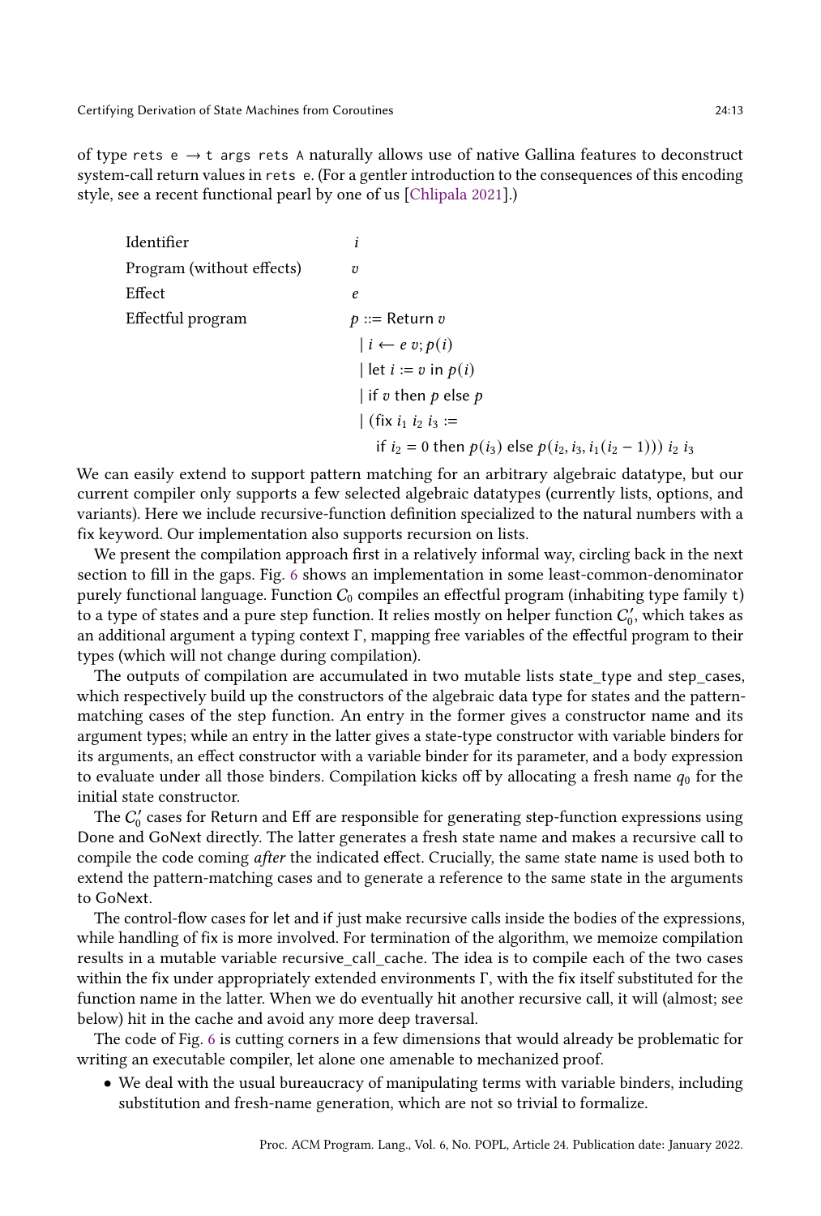of type `rets e → t args rets A` naturally allows use of native Gallina features to deconstruct system-call return values in `rets e`. (For a gentler introduction to the consequences of this encoding style, see a recent functional pearl by one of us [Chlipala 2021].)

| | |
|---|---|
| Identifier | $i$ |
| Program (without effects) | $v$ |
| Effect | $e$ |
| Effectful program | $p ::= \mathsf{Return}\ v$ |
| | $\mid i \leftarrow e\ v; p(i)$ |
| | $\mid \mathsf{let}\ i := v\ \mathsf{in}\ p(i)$ |
| | $\mid \mathsf{if}\ v\ \mathsf{then}\ p\ \mathsf{else}\ p$ |
| | $\mid (\mathsf{fix}\ i_1\ i_2\ i_3 :=$ |
| | $\quad \mathsf{if}\ i_2 = 0\ \mathsf{then}\ p(i_3)\ \mathsf{else}\ p(i_2, i_3, i_1(i_2 - 1)))\ i_2\ i_3$ |

We can easily extend to support pattern matching for an arbitrary algebraic datatype, but our current compiler only supports a few selected algebraic datatypes (currently lists, options, and variants). Here we include recursive-function definition specialized to the natural numbers with a fix keyword. Our implementation also supports recursion on lists.

We present the compilation approach first in a relatively informal way, circling back in the next section to fill in the gaps. Fig. 6 shows an implementation in some least-common-denominator purely functional language. Function $C_0$ compiles an effectful program (inhabiting type family t) to a type of states and a pure step function. It relies mostly on helper function $C_0'$, which takes as an additional argument a typing context $\Gamma$, mapping free variables of the effectful program to their types (which will not change during compilation).

The outputs of compilation are accumulated in two mutable lists state_type and step_cases, which respectively build up the constructors of the algebraic data type for states and the pattern-matching cases of the step function. An entry in the former gives a constructor name and its argument types; while an entry in the latter gives a state-type constructor with variable binders for its arguments, an effect constructor with a variable binder for its parameter, and a body expression to evaluate under all those binders. Compilation kicks off by allocating a fresh name $q_0$ for the initial state constructor.

The $C_0'$ cases for Return and Eff are responsible for generating step-function expressions using Done and GoNext directly. The latter generates a fresh state name and makes a recursive call to compile the code coming *after* the indicated effect. Crucially, the same state name is used both to extend the pattern-matching cases and to generate a reference to the same state in the arguments to GoNext.

The control-flow cases for let and if just make recursive calls inside the bodies of the expressions, while handling of fix is more involved. For termination of the algorithm, we memoize compilation results in a mutable variable recursive_call_cache. The idea is to compile each of the two cases within the fix under appropriately extended environments $\Gamma$, with the fix itself substituted for the function name in the latter. When we do eventually hit another recursive call, it will (almost; see below) hit in the cache and avoid any more deep traversal.

The code of Fig. 6 is cutting corners in a few dimensions that would already be problematic for writing an executable compiler, let alone one amenable to mechanized proof.

- We deal with the usual bureaucracy of manipulating terms with variable binders, including substitution and fresh-name generation, which are not so trivial to formalize.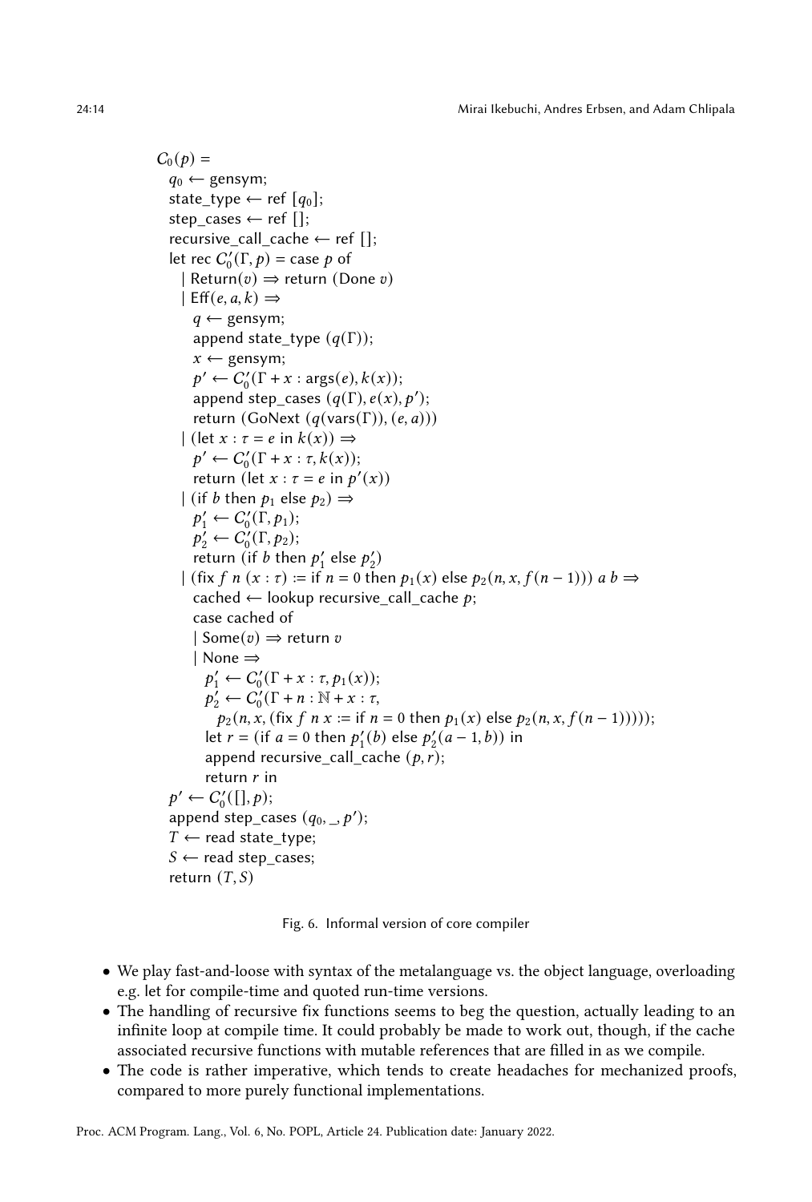```
C₀(p) =
  q₀ ← gensym;
  state_type ← ref [q₀];
  step_cases ← ref [];
  recursive_call_cache ← ref [];
  let rec C₀'(Γ, p) = case p of
    | Return(v) ⇒ return (Done v)
    | Eff(e, a, k) ⇒
      q ← gensym;
      append state_type (q(Γ));
      x ← gensym;
      p' ← C₀'(Γ + x : args(e), k(x));
      append step_cases (q(Γ), e(x), p');
      return (GoNext (q(vars(Γ)), (e, a)))
    | (let x : τ = e in k(x)) ⇒
      p' ← C₀'(Γ + x : τ, k(x));
      return (let x : τ = e in p'(x))
    | (if b then p₁ else p₂) ⇒
      p₁' ← C₀'(Γ, p₁);
      p₂' ← C₀'(Γ, p₂);
      return (if b then p₁' else p₂')
    | (fix f n (x : τ) := if n = 0 then p₁(x) else p₂(n, x, f(n − 1))) a b ⇒
      cached ← lookup recursive_call_cache p;
      case cached of
      | Some(v) ⇒ return v
      | None ⇒
        p₁' ← C₀'(Γ + x : τ, p₁(x));
        p₂' ← C₀'(Γ + n : ℕ + x : τ,
            p₂(n, x, (fix f n x := if n = 0 then p₁(x) else p₂(n, x, f(n − 1)))));
        let r = (if a = 0 then p₁'(b) else p₂'(a − 1, b)) in
        append recursive_call_cache (p, r);
        return r in
  p' ← C₀'([], p);
  append step_cases (q₀, _, p');
  T ← read state_type;
  S ← read step_cases;
  return (T, S)
```

Fig. 6. Informal version of core compiler

- We play fast-and-loose with syntax of the metalanguage vs. the object language, overloading e.g. let for compile-time and quoted run-time versions.
- The handling of recursive fix functions seems to beg the question, actually leading to an infinite loop at compile time. It could probably be made to work out, though, if the cache associated recursive functions with mutable references that are filled in as we compile.
- The code is rather imperative, which tends to create headaches for mechanized proofs, compared to more purely functional implementations.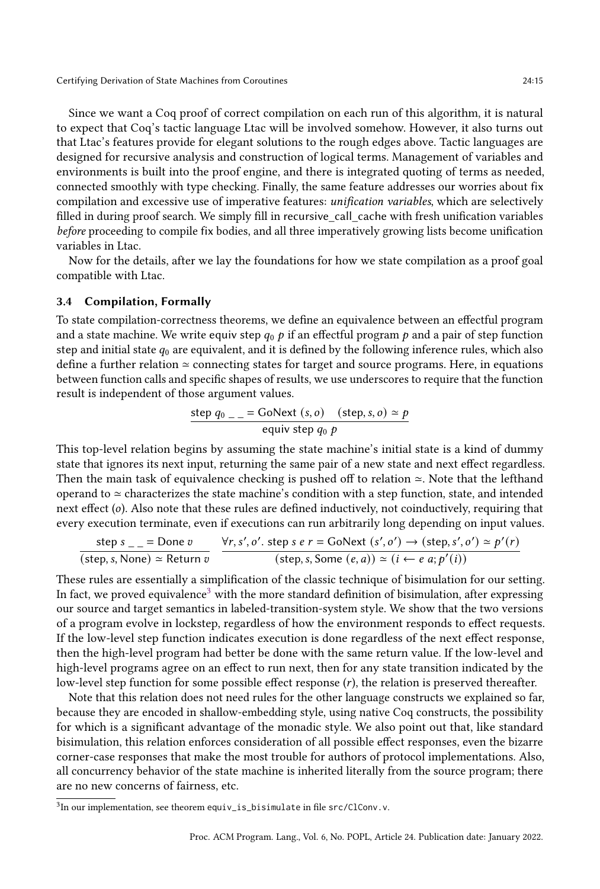Since we want a Coq proof of correct compilation on each run of this algorithm, it is natural to expect that Coq's tactic language Ltac will be involved somehow. However, it also turns out that Ltac's features provide for elegant solutions to the rough edges above. Tactic languages are designed for recursive analysis and construction of logical terms. Management of variables and environments is built into the proof engine, and there is integrated quoting of terms as needed, connected smoothly with type checking. Finally, the same feature addresses our worries about fix compilation and excessive use of imperative features: *unification variables*, which are selectively filled in during proof search. We simply fill in recursive_call_cache with fresh unification variables *before* proceeding to compile fix bodies, and all three imperatively growing lists become unification variables in Ltac.

Now for the details, after we lay the foundations for how we state compilation as a proof goal compatible with Ltac.

### 3.4 Compilation, Formally

To state compilation-correctness theorems, we define an equivalence between an effectful program and a state machine. We write equiv step $q_0$ $p$ if an effectful program $p$ and a pair of step function step and initial state $q_0$ are equivalent, and it is defined by the following inference rules, which also define a further relation $\simeq$ connecting states for target and source programs. Here, in equations between function calls and specific shapes of results, we use underscores to require that the function result is independent of those argument values.

$$\frac{\mathsf{step}\ q_0\ \_\ \_ = \mathsf{GoNext}\ (s, o) \quad (\mathsf{step}, s, o) \simeq p}{\mathsf{equiv}\ \mathsf{step}\ q_0\ p}$$

This top-level relation begins by assuming the state machine's initial state is a kind of dummy state that ignores its next input, returning the same pair of a new state and next effect regardless. Then the main task of equivalence checking is pushed off to relation $\simeq$. Note that the lefthand operand to $\simeq$ characterizes the state machine's condition with a step function, state, and intended next effect ($o$). Also note that these rules are defined inductively, not coinductively, requiring that every execution terminate, even if executions can run arbitrarily long depending on input values.

$$\frac{\mathsf{step}\ s\ \_\ \_ = \mathsf{Done}\ v}{(\mathsf{step}, s, \mathsf{None}) \simeq \mathsf{Return}\ v} \qquad \frac{\forall r, s', o'.\ \mathsf{step}\ s\ e\ r = \mathsf{GoNext}\ (s', o') \rightarrow (\mathsf{step}, s', o') \simeq p'(r)}{(\mathsf{step}, s, \mathsf{Some}\ (e, a)) \simeq (i \leftarrow e\ a; p'(i))}$$

These rules are essentially a simplification of the classic technique of bisimulation for our setting. In fact, we proved equivalence[3] with the more standard definition of bisimulation, after expressing our source and target semantics in labeled-transition-system style. We show that the two versions of a program evolve in lockstep, regardless of how the environment responds to effect requests. If the low-level step function indicates execution is done regardless of the next effect response, then the high-level program had better be done with the same return value. If the low-level and high-level programs agree on an effect to run next, then for any state transition indicated by the low-level step function for some possible effect response ($r$), the relation is preserved thereafter.

Note that this relation does not need rules for the other language constructs we explained so far, because they are encoded in shallow-embedding style, using native Coq constructs, the possibility for which is a significant advantage of the monadic style. We also point out that, like standard bisimulation, this relation enforces consideration of all possible effect responses, even the bizarre corner-case responses that make the most trouble for authors of protocol implementations. Also, all concurrency behavior of the state machine is inherited literally from the source program; there are no new concerns of fairness, etc.

[3] In our implementation, see theorem `equiv_is_bisimulate` in file `src/ClConv.v`.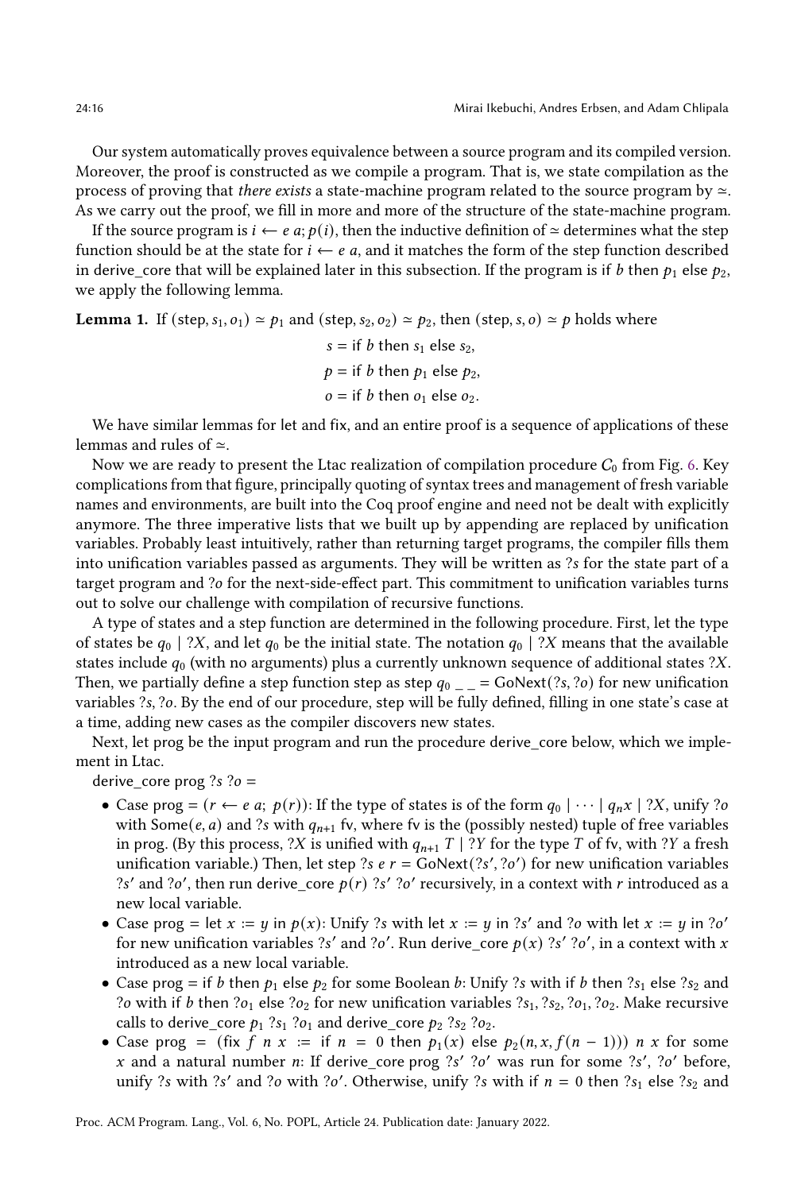Our system automatically proves equivalence between a source program and its compiled version. Moreover, the proof is constructed as we compile a program. That is, we state compilation as the process of proving that *there exists* a state-machine program related to the source program by $\simeq$. As we carry out the proof, we fill in more and more of the structure of the state-machine program.

If the source program is $i \leftarrow e\ a; p(i)$, then the inductive definition of $\simeq$ determines what the step function should be at the state for $i \leftarrow e\ a$, and it matches the form of the step function described in derive_core that will be explained later in this subsection. If the program is if $b$ then $p_1$ else $p_2$, we apply the following lemma.

**Lemma 1.** If $(\mathsf{step}, s_1, o_1) \simeq p_1$ and $(\mathsf{step}, s_2, o_2) \simeq p_2$, then $(\mathsf{step}, s, o) \simeq p$ holds where

$$s = \mathsf{if}\ b\ \mathsf{then}\ s_1\ \mathsf{else}\ s_2,$$
$$p = \mathsf{if}\ b\ \mathsf{then}\ p_1\ \mathsf{else}\ p_2,$$
$$o = \mathsf{if}\ b\ \mathsf{then}\ o_1\ \mathsf{else}\ o_2.$$

We have similar lemmas for let and fix, and an entire proof is a sequence of applications of these lemmas and rules of $\simeq$.

Now we are ready to present the Ltac realization of compilation procedure $C_0$ from Fig. 6. Key complications from that figure, principally quoting of syntax trees and management of fresh variable names and environments, are built into the Coq proof engine and need not be dealt with explicitly anymore. The three imperative lists that we built up by appending are replaced by unification variables. Probably least intuitively, rather than returning target programs, the compiler fills them into unification variables passed as arguments. They will be written as $?s$ for the state part of a target program and $?o$ for the next-side-effect part. This commitment to unification variables turns out to solve our challenge with compilation of recursive functions.

A type of states and a step function are determined in the following procedure. First, let the type of states be $q_0 \mid ?X$, and let $q_0$ be the initial state. The notation $q_0 \mid ?X$ means that the available states include $q_0$ (with no arguments) plus a currently unknown sequence of additional states $?X$. Then, we partially define a step function step as $\mathsf{step}\ q_0\ \_\ \_ = \mathsf{GoNext}(?s, ?o)$ for new unification variables $?s, ?o$. By the end of our procedure, step will be fully defined, filling in one state's case at a time, adding new cases as the compiler discovers new states.

Next, let prog be the input program and run the procedure derive_core below, which we implement in Ltac.

derive_core prog $?s$ $?o$ =

- Case prog $= (r \leftarrow e\ a;\ p(r))$: If the type of states is of the form $q_0 \mid \cdots \mid q_n x \mid ?X$, unify $?o$ with $\mathsf{Some}(e, a)$ and $?s$ with $q_{n+1}$ fv, where fv is the (possibly nested) tuple of free variables in prog. (By this process, $?X$ is unified with $q_{n+1}\ T \mid ?Y$ for the type $T$ of fv, with $?Y$ a fresh unification variable.) Then, let $\mathsf{step}\ ?s\ e\ r = \mathsf{GoNext}(?s', ?o')$ for new unification variables $?s'$ and $?o'$, then run derive_core $p(r)$ $?s'$ $?o'$ recursively, in a context with $r$ introduced as a new local variable.
- Case prog = let $x := y$ in $p(x)$: Unify $?s$ with let $x := y$ in $?s'$ and $?o$ with let $x := y$ in $?o'$ for new unification variables $?s'$ and $?o'$. Run derive_core $p(x)$ $?s'$ $?o'$, in a context with $x$ introduced as a new local variable.
- Case prog = if $b$ then $p_1$ else $p_2$ for some Boolean $b$: Unify $?s$ with if $b$ then $?s_1$ else $?s_2$ and $?o$ with if $b$ then $?o_1$ else $?o_2$ for new unification variables $?s_1, ?s_2, ?o_1, ?o_2$. Make recursive calls to derive_core $p_1$ $?s_1$ $?o_1$ and derive_core $p_2$ $?s_2$ $?o_2$.
- Case prog $=$ (fix $f\ n\ x :=$ if $n = 0$ then $p_1(x)$ else $p_2(n, x, f(n-1))$) $n\ x$ for some $x$ and a natural number $n$: If derive_core prog $?s'$ $?o'$ was run for some $?s'$, $?o'$ before, unify $?s$ with $?s'$ and $?o$ with $?o'$. Otherwise, unify $?s$ with if $n = 0$ then $?s_1$ else $?s_2$ and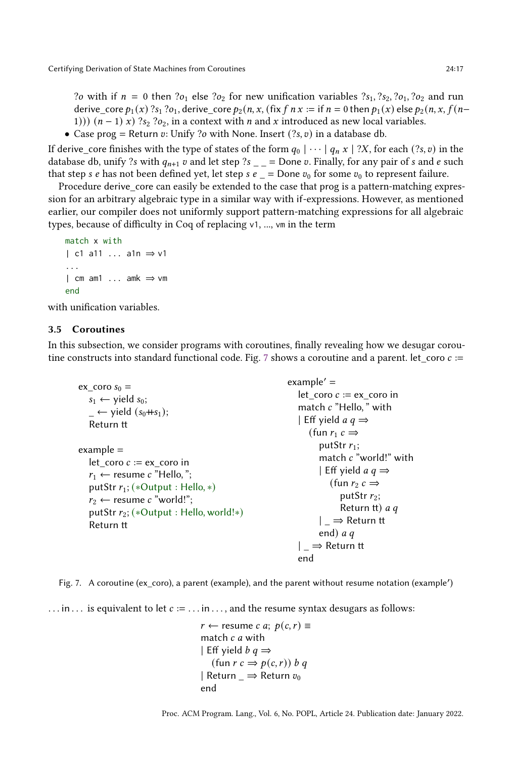$?o$ with if $n = 0$ then $?o_1$ else $?o_2$ for new unification variables $?s_1, ?s_2, ?o_1, ?o_2$ and run derive_core $p_1(x)$ $?s_1$ $?o_1$, derive_core $p_2(n, x, (\text{fix } f\ n\ x := \text{if } n = 0 \text{ then } p_1(x) \text{ else } p_2(n, x, f(n-1)))\ (n-1)\ x)$ $?s_2$ $?o_2$, in a context with $n$ and $x$ introduced as new local variables.

- Case prog = Return $v$: Unify $?o$ with None. Insert $(?s, v)$ in a database db.

If derive_core finishes with the type of states of the form $q_0 \mid \cdots \mid q_n\ x \mid ?X$, for each $(?s, v)$ in the database db, unify $?s$ with $q_{n+1}\ v$ and let step $?s$ _ _ = Done $v$. Finally, for any pair of $s$ and $e$ such that step $s$ $e$ has not been defined yet, let step $s$ $e$ _ = Done $v_0$ for some $v_0$ to represent failure.

Procedure derive_core can easily be extended to the case that prog is a pattern-matching expression for an arbitrary algebraic type in a similar way with if-expressions. However, as mentioned earlier, our compiler does not uniformly support pattern-matching expressions for all algebraic types, because of difficulty in Coq of replacing v1, ..., vm in the term

```
match x with
| c1 a11 ... a1n ⇒ v1
...
| cm am1 ... amk ⇒ vm
end
```

with unification variables.

### 3.5 Coroutines

In this subsection, we consider programs with coroutines, finally revealing how we desugar coroutine constructs into standard functional code. Fig. 7 shows a coroutine and a parent. let_coro $c$ := ... in ... is equivalent to let $c$ := ... in ..., and the resume syntax desugars as follows:

```
ex_coro s0 =
  s1 ← yield s0;
  _ ← yield (s0++s1);
  Return tt

example =
  let_coro c := ex_coro in
  r1 ← resume c "Hello, ";
  putStr r1; (*Output : Hello, *)
  r2 ← resume c "world!";
  putStr r2; (*Output : Hello, world!*)
  Return tt
```

```
example′ =
  let_coro c := ex_coro in
  match c "Hello, " with
  | Eff yield a q ⇒
    (fun r1 c ⇒
      putStr r1;
      match c "world!" with
      | Eff yield a q ⇒
        (fun r2 c ⇒
          putStr r2;
          Return tt) a q
      | _ ⇒ Return tt
      end) a q
  | _ ⇒ Return tt
  end
```

Fig. 7. A coroutine (ex_coro), a parent (example), and the parent without resume notation (example′)

```
r ← resume c a; p(c, r) ≡
match c a with
| Eff yield b q ⇒
  (fun r c ⇒ p(c, r)) b q
| Return _ ⇒ Return v0
end
```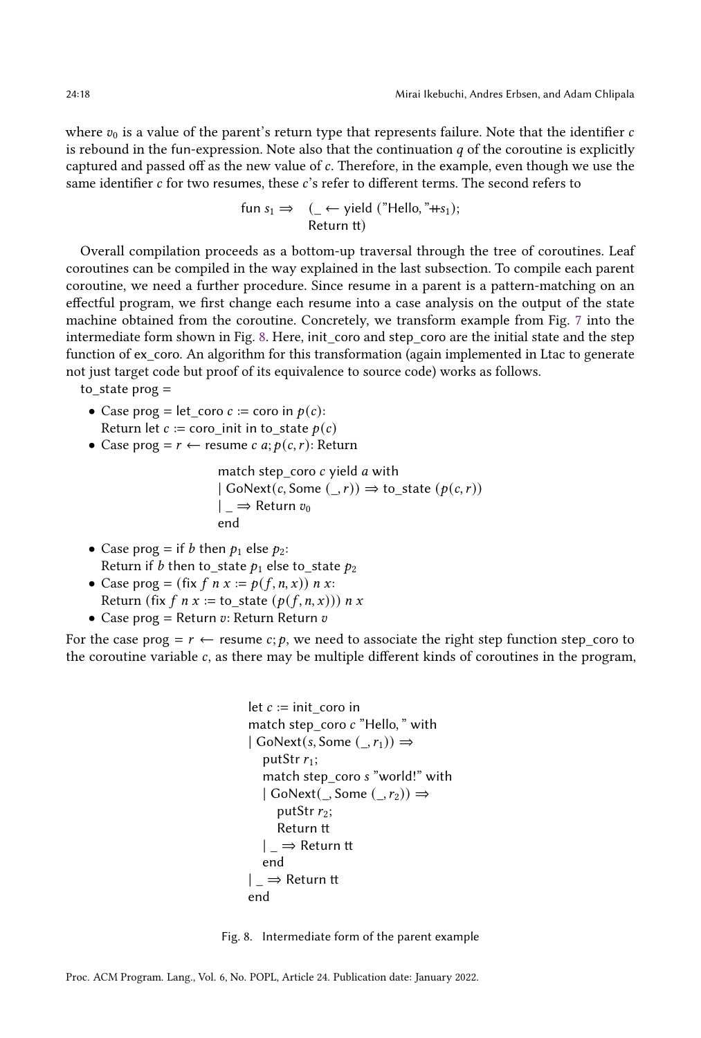where $v_0$ is a value of the parent's return type that represents failure. Note that the identifier $c$ is rebound in the fun-expression. Note also that the continuation $q$ of the coroutine is explicitly captured and passed off as the new value of $c$. Therefore, in the example, even though we use the same identifier $c$ for two resumes, these $c$'s refer to different terms. The second refers to

```
fun s₁ ⇒ (_ ← yield ("Hello, "++s₁);
          Return tt)
```

Overall compilation proceeds as a bottom-up traversal through the tree of coroutines. Leaf coroutines can be compiled in the way explained in the last subsection. To compile each parent coroutine, we need a further procedure. Since resume in a parent is a pattern-matching on an effectful program, we first change each resume into a case analysis on the output of the state machine obtained from the coroutine. Concretely, we transform example from Fig. 7 into the intermediate form shown in Fig. 8. Here, init_coro and step_coro are the initial state and the step function of ex_coro. An algorithm for this transformation (again implemented in Ltac to generate not just target code but proof of its equivalence to source code) works as follows.

to_state prog =

- Case prog = let_coro $c$ := coro in $p(c)$:
  Return let $c$ := coro_init in to_state $p(c)$
- Case prog = $r$ ← resume $c$ $a$; $p(c, r)$: Return

```
match step_coro c yield a with
| GoNext(c, Some (_, r)) ⇒ to_state (p(c, r))
| _ ⇒ Return v₀
end
```

- Case prog = if $b$ then $p_1$ else $p_2$:
  Return if $b$ then to_state $p_1$ else to_state $p_2$
- Case prog = (fix $f$ $n$ $x$ := $p(f, n, x)$) $n$ $x$:
  Return (fix $f$ $n$ $x$ := to_state ($p(f, n, x)$)) $n$ $x$
- Case prog = Return $v$: Return Return $v$

For the case prog = $r$ ← resume $c$; $p$, we need to associate the right step function step_coro to the coroutine variable $c$, as there may be multiple different kinds of coroutines in the program,

```
let c := init_coro in
match step_coro c "Hello, " with
| GoNext(s, Some (_, r₁)) ⇒
    putStr r₁;
    match step_coro s "world!" with
    | GoNext(_, Some (_, r₂)) ⇒
        putStr r₂;
        Return tt
    | _ ⇒ Return tt
    end
| _ ⇒ Return tt
end
```

Fig. 8. Intermediate form of the parent example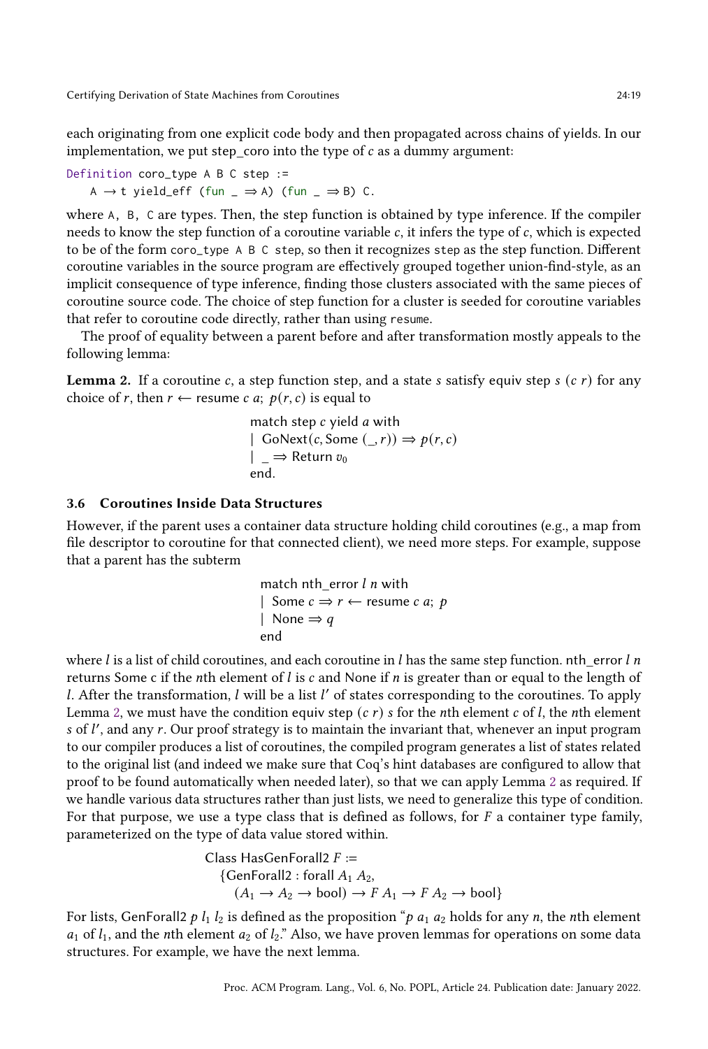each originating from one explicit code body and then propagated across chains of yields. In our implementation, we put step_coro into the type of $c$ as a dummy argument:

```
Definition coro_type A B C step :=
  A → t yield_eff (fun _ ⇒ A) (fun _ ⇒ B) C.
```

where `A`, `B`, `C` are types. Then, the step function is obtained by type inference. If the compiler needs to know the step function of a coroutine variable $c$, it infers the type of $c$, which is expected to be of the form `coro_type A B C step`, so then it recognizes `step` as the step function. Different coroutine variables in the source program are effectively grouped together union-find-style, as an implicit consequence of type inference, finding those clusters associated with the same pieces of coroutine source code. The choice of step function for a cluster is seeded for coroutine variables that refer to coroutine code directly, rather than using `resume`.

The proof of equality between a parent before and after transformation mostly appeals to the following lemma:

**Lemma 2.** *If a coroutine $c$, a step function step, and a state $s$ satisfy equiv step $s$ $(c\ r)$ for any choice of $r$, then $r \leftarrow$ resume $c$ $a$; $p(r, c)$ is equal to*

$$
\begin{array}{l}
\text{match step } c \text{ yield } a \text{ with} \\
\mid \text{ GoNext}(c, \text{Some } (\_, r)) \Rightarrow p(r, c) \\
\mid \ \_ \Rightarrow \text{Return } v_0 \\
\text{end.}
\end{array}
$$

### 3.6 Coroutines Inside Data Structures

However, if the parent uses a container data structure holding child coroutines (e.g., a map from file descriptor to coroutine for that connected client), we need more steps. For example, suppose that a parent has the subterm

$$
\begin{array}{l}
\text{match nth\_error } l \ n \text{ with} \\
\mid \text{ Some } c \Rightarrow r \leftarrow \text{resume } c \ a; \ p \\
\mid \text{ None} \Rightarrow q \\
\text{end}
\end{array}
$$

where $l$ is a list of child coroutines, and each coroutine in $l$ has the same step function. nth_error $l$ $n$ returns Some c if the $n$th element of $l$ is $c$ and None if $n$ is greater than or equal to the length of $l$. After the transformation, $l$ will be a list $l'$ of states corresponding to the coroutines. To apply Lemma 2, we must have the condition equiv step $(c\ r)$ $s$ for the $n$th element $c$ of $l$, the $n$th element $s$ of $l'$, and any $r$. Our proof strategy is to maintain the invariant that, whenever an input program to our compiler produces a list of coroutines, the compiled program generates a list of states related to the original list (and indeed we make sure that Coq's hint databases are configured to allow that proof to be found automatically when needed later), so that we can apply Lemma 2 as required. If we handle various data structures rather than just lists, we need to generalize this type of condition. For that purpose, we use a type class that is defined as follows, for $F$ a container type family, parameterized on the type of data value stored within.

$$
\begin{array}{l}
\text{Class HasGenForall2 } F := \\
\quad \{\text{GenForall2 : forall } A_1 \ A_2, \\
\qquad (A_1 \to A_2 \to \text{bool}) \to F \ A_1 \to F \ A_2 \to \text{bool}\}
\end{array}
$$

For lists, GenForall2 $p$ $l_1$ $l_2$ is defined as the proposition "$p$ $a_1$ $a_2$ holds for any $n$, the $n$th element $a_1$ of $l_1$, and the $n$th element $a_2$ of $l_2$." Also, we have proven lemmas for operations on some data structures. For example, we have the next lemma.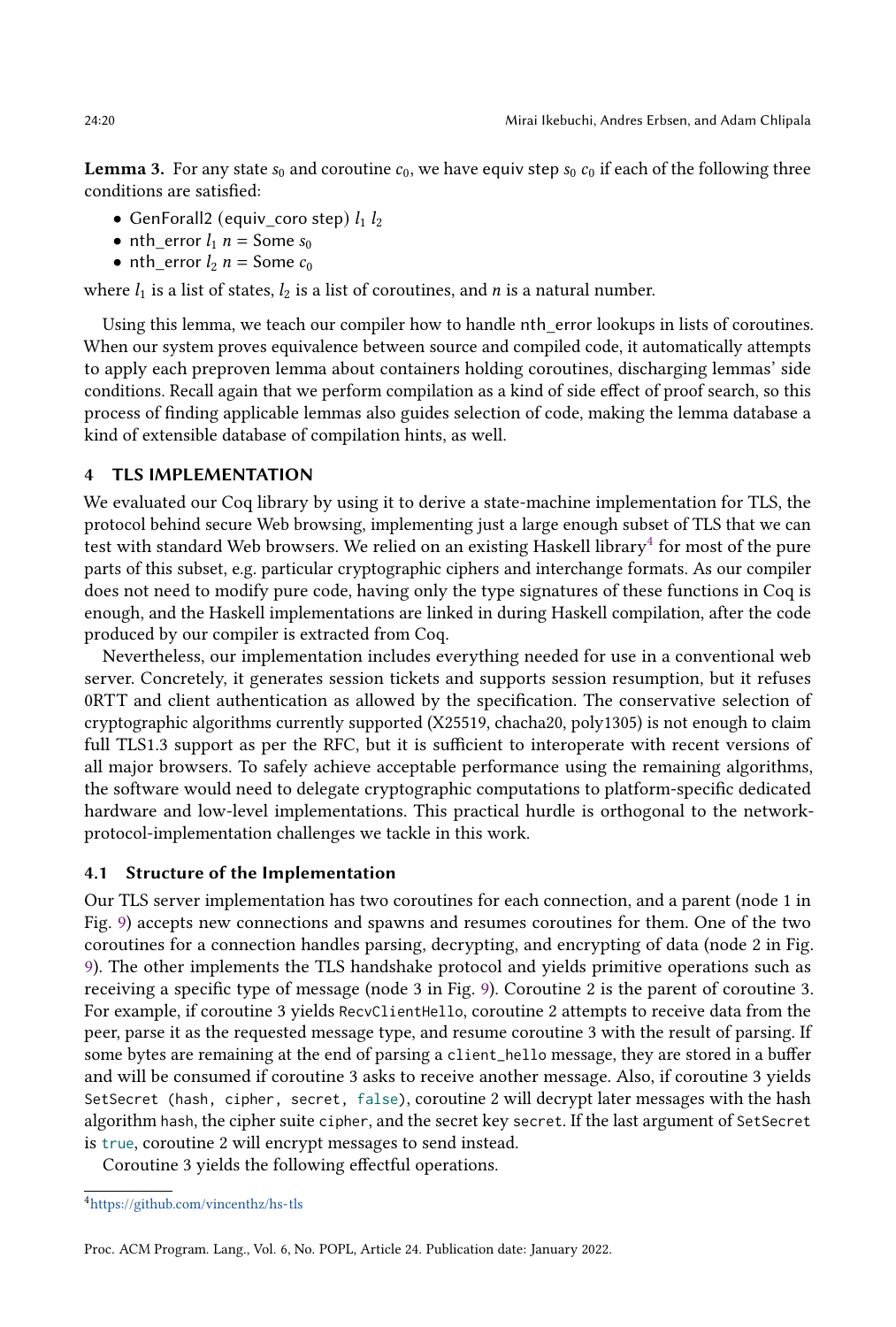**Lemma 3.** For any state $s_0$ and coroutine $c_0$, we have equiv step $s_0$ $c_0$ if each of the following three conditions are satisfied:

- GenForall2 (equiv_coro step) $l_1$ $l_2$
- nth_error $l_1$ $n$ = Some $s_0$
- nth_error $l_2$ $n$ = Some $c_0$

where $l_1$ is a list of states, $l_2$ is a list of coroutines, and $n$ is a natural number.

Using this lemma, we teach our compiler how to handle nth_error lookups in lists of coroutines. When our system proves equivalence between source and compiled code, it automatically attempts to apply each preproven lemma about containers holding coroutines, discharging lemmas' side conditions. Recall again that we perform compilation as a kind of side effect of proof search, so this process of finding applicable lemmas also guides selection of code, making the lemma database a kind of extensible database of compilation hints, as well.

## 4 TLS IMPLEMENTATION

We evaluated our Coq library by using it to derive a state-machine implementation for TLS, the protocol behind secure Web browsing, implementing just a large enough subset of TLS that we can test with standard Web browsers. We relied on an existing Haskell library[4] for most of the pure parts of this subset, e.g. particular cryptographic ciphers and interchange formats. As our compiler does not need to modify pure code, having only the type signatures of these functions in Coq is enough, and the Haskell implementations are linked in during Haskell compilation, after the code produced by our compiler is extracted from Coq.

Nevertheless, our implementation includes everything needed for use in a conventional web server. Concretely, it generates session tickets and supports session resumption, but it refuses 0RTT and client authentication as allowed by the specification. The conservative selection of cryptographic algorithms currently supported (X25519, chacha20, poly1305) is not enough to claim full TLS1.3 support as per the RFC, but it is sufficient to interoperate with recent versions of all major browsers. To safely achieve acceptable performance using the remaining algorithms, the software would need to delegate cryptographic computations to platform-specific dedicated hardware and low-level implementations. This practical hurdle is orthogonal to the network-protocol-implementation challenges we tackle in this work.

### 4.1 Structure of the Implementation

Our TLS server implementation has two coroutines for each connection, and a parent (node 1 in Fig. 9) accepts new connections and spawns and resumes coroutines for them. One of the two coroutines for a connection handles parsing, decrypting, and encrypting of data (node 2 in Fig. 9). The other implements the TLS handshake protocol and yields primitive operations such as receiving a specific type of message (node 3 in Fig. 9). Coroutine 2 is the parent of coroutine 3. For example, if coroutine 3 yields `RecvClientHello`, coroutine 2 attempts to receive data from the peer, parse it as the requested message type, and resume coroutine 3 with the result of parsing. If some bytes are remaining at the end of parsing a `client_hello` message, they are stored in a buffer and will be consumed if coroutine 3 asks to receive another message. Also, if coroutine 3 yields `SetSecret (hash, cipher, secret, false)`, coroutine 2 will decrypt later messages with the hash algorithm `hash`, the cipher suite `cipher`, and the secret key `secret`. If the last argument of `SetSecret` is `true`, coroutine 2 will encrypt messages to send instead.

Coroutine 3 yields the following effectful operations.

[4] https://github.com/vincenthz/hs-tls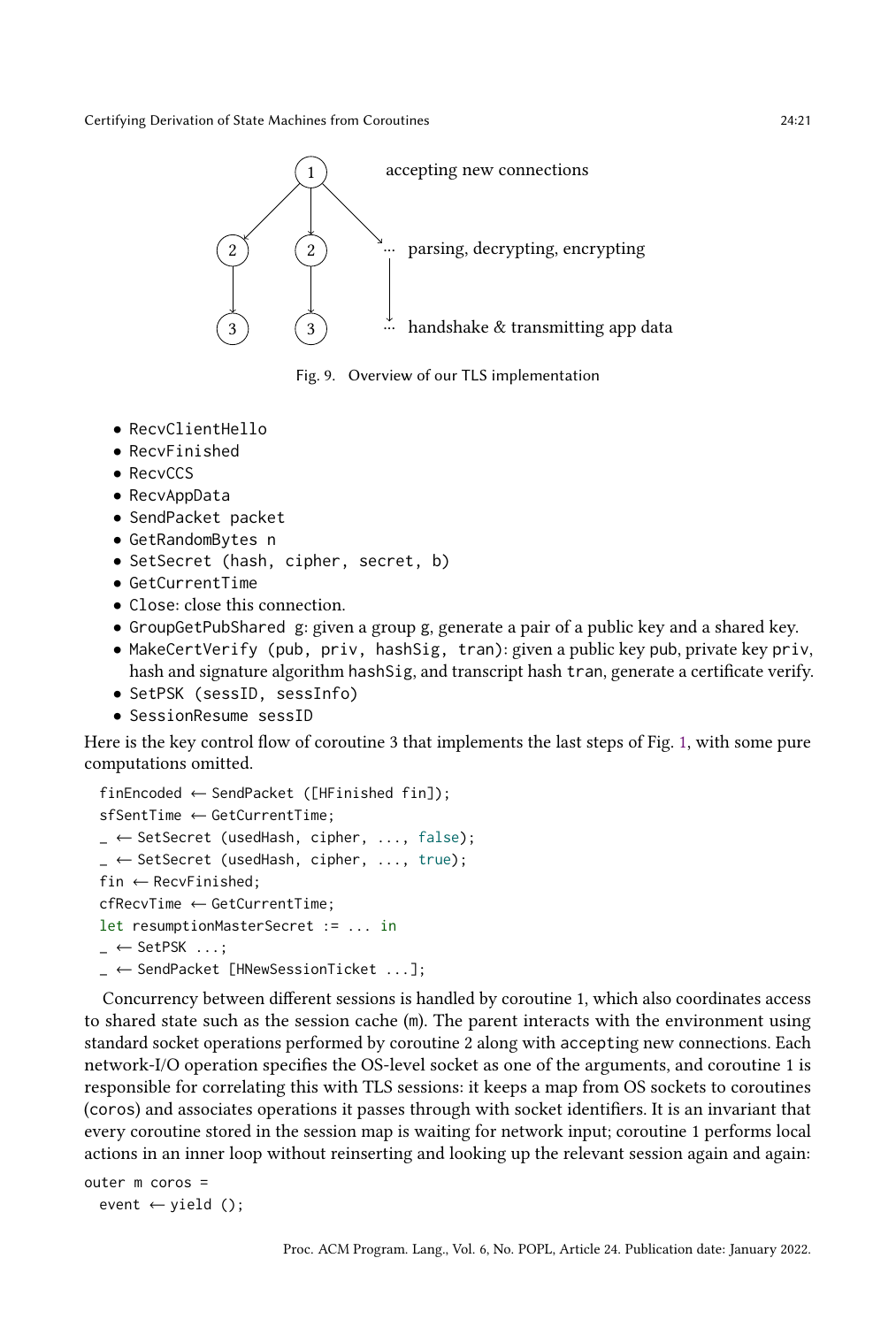Fig. 9. Overview of our TLS implementation

- `RecvClientHello`
- `RecvFinished`
- `RecvCCS`
- `RecvAppData`
- `SendPacket packet`
- `GetRandomBytes n`
- `SetSecret (hash, cipher, secret, b)`
- `GetCurrentTime`
- `Close`: close this connection.
- `GroupGetPubShared g`: given a group `g`, generate a pair of a public key and a shared key.
- `MakeCertVerify (pub, priv, hashSig, tran)`: given a public key `pub`, private key `priv`, hash and signature algorithm `hashSig`, and transcript hash `tran`, generate a certificate verify.
- `SetPSK (sessID, sessInfo)`
- `SessionResume sessID`

Here is the key control flow of coroutine 3 that implements the last steps of Fig. 1, with some pure computations omitted.

```
finEncoded ← SendPacket ([HFinished fin]);
sfSentTime ← GetCurrentTime;
_ ← SetSecret (usedHash, cipher, ..., false);
_ ← SetSecret (usedHash, cipher, ..., true);
fin ← RecvFinished;
cfRecvTime ← GetCurrentTime;
let resumptionMasterSecret := ... in
_ ← SetPSK ...;
_ ← SendPacket [HNewSessionTicket ...];
```

Concurrency between different sessions is handled by coroutine 1, which also coordinates access to shared state such as the session cache (`m`). The parent interacts with the environment using standard socket operations performed by coroutine 2 along with `accept`ing new connections. Each network-I/O operation specifies the OS-level socket as one of the arguments, and coroutine 1 is responsible for correlating this with TLS sessions: it keeps a map from OS sockets to coroutines (`coros`) and associates operations it passes through with socket identifiers. It is an invariant that every coroutine stored in the session map is waiting for network input; coroutine 1 performs local actions in an inner loop without reinserting and looking up the relevant session again and again:

```
outer m coros =
  event ← yield ();
```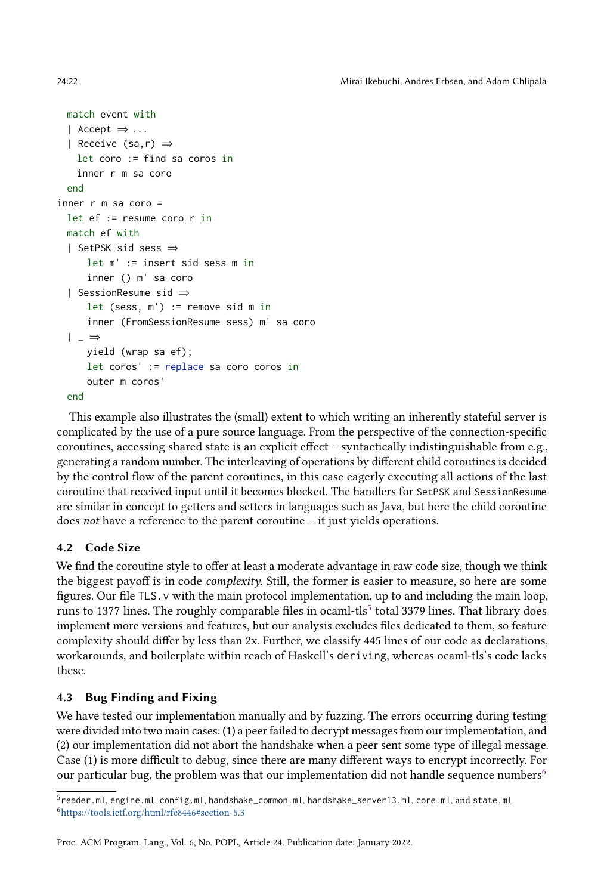```
  match event with
  | Accept ⇒ ...
  | Receive (sa,r) ⇒
    let coro := find sa coros in
    inner r m sa coro
  end
inner r m sa coro =
  let ef := resume coro r in
  match ef with
  | SetPSK sid sess ⇒
      let m' := insert sid sess m in
      inner () m' sa coro
  | SessionResume sid ⇒
      let (sess, m') := remove sid m in
      inner (FromSessionResume sess) m' sa coro
  | _ ⇒
      yield (wrap sa ef);
      let coros' := replace sa coro coros in
      outer m coros'
  end
```

This example also illustrates the (small) extent to which writing an inherently stateful server is complicated by the use of a pure source language. From the perspective of the connection-specific coroutines, accessing shared state is an explicit effect – syntactically indistinguishable from e.g., generating a random number. The interleaving of operations by different child coroutines is decided by the control flow of the parent coroutines, in this case eagerly executing all actions of the last coroutine that received input until it becomes blocked. The handlers for `SetPSK` and `SessionResume` are similar in concept to getters and setters in languages such as Java, but here the child coroutine does *not* have a reference to the parent coroutine – it just yields operations.

### 4.2 Code Size

We find the coroutine style to offer at least a moderate advantage in raw code size, though we think the biggest payoff is in code *complexity*. Still, the former is easier to measure, so here are some figures. Our file `TLS.v` with the main protocol implementation, up to and including the main loop, runs to 1377 lines. The roughly comparable files in ocaml-tls[5] total 3379 lines. That library does implement more versions and features, but our analysis excludes files dedicated to them, so feature complexity should differ by less than 2x. Further, we classify 445 lines of our code as declarations, workarounds, and boilerplate within reach of Haskell's `deriving`, whereas ocaml-tls's code lacks these.

### 4.3 Bug Finding and Fixing

We have tested our implementation manually and by fuzzing. The errors occurring during testing were divided into two main cases: (1) a peer failed to decrypt messages from our implementation, and (2) our implementation did not abort the handshake when a peer sent some type of illegal message. Case (1) is more difficult to debug, since there are many different ways to encrypt incorrectly. For our particular bug, the problem was that our implementation did not handle sequence numbers[6]

[5] `reader.ml`, `engine.ml`, `config.ml`, `handshake_common.ml`, `handshake_server13.ml`, `core.ml`, and `state.ml`
[6] https://tools.ietf.org/html/rfc8446#section-5.3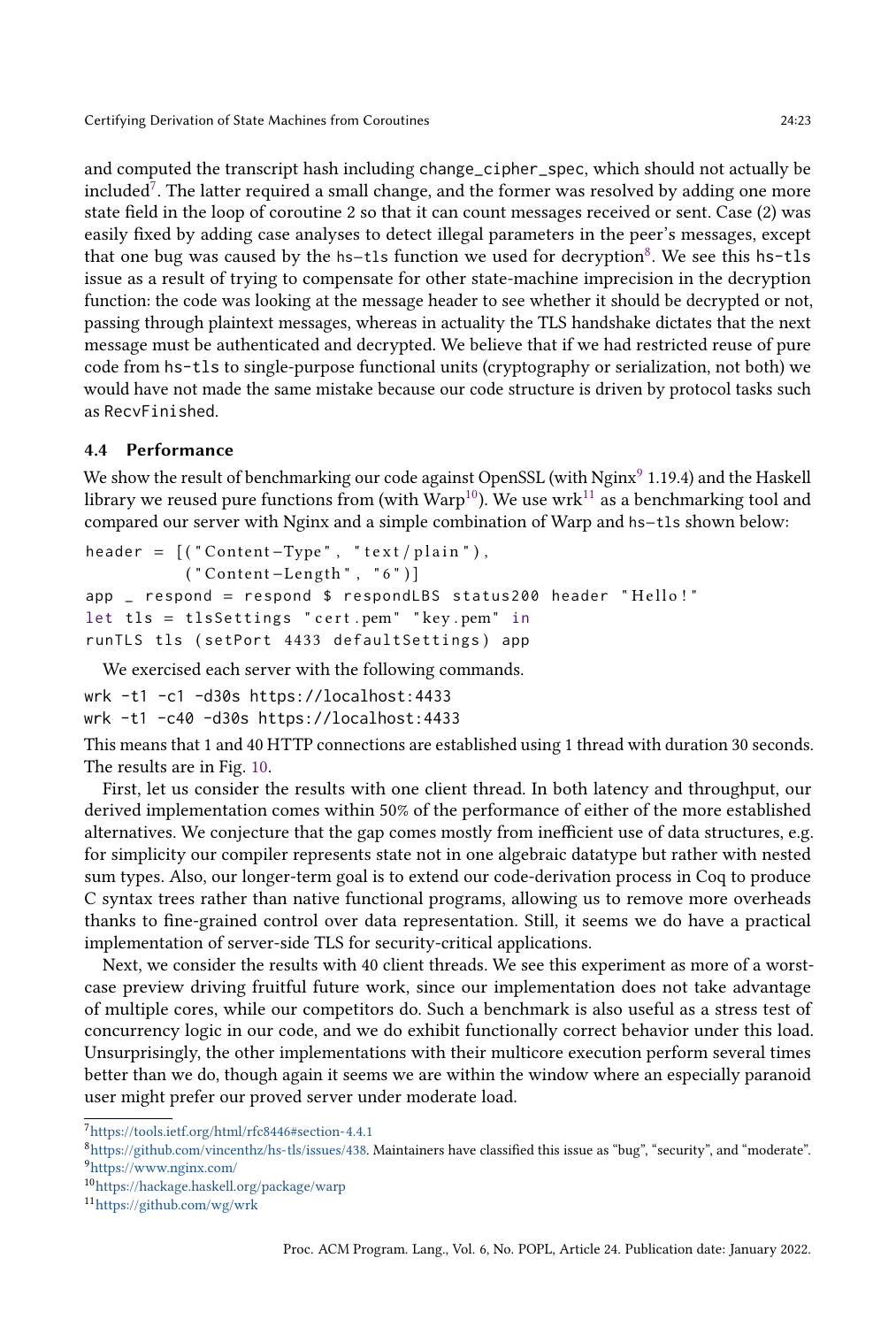and computed the transcript hash including change_cipher_spec, which should not actually be included[7]. The latter required a small change, and the former was resolved by adding one more state field in the loop of coroutine 2 so that it can count messages received or sent. Case (2) was easily fixed by adding case analyses to detect illegal parameters in the peer's messages, except that one bug was caused by the hs-tls function we used for decryption[8]. We see this hs-tls issue as a result of trying to compensate for other state-machine imprecision in the decryption function: the code was looking at the message header to see whether it should be decrypted or not, passing through plaintext messages, whereas in actuality the TLS handshake dictates that the next message must be authenticated and decrypted. We believe that if we had restricted reuse of pure code from hs-tls to single-purpose functional units (cryptography or serialization, not both) we would have not made the same mistake because our code structure is driven by protocol tasks such as RecvFinished.

### 4.4 Performance

We show the result of benchmarking our code against OpenSSL (with Nginx[9] 1.19.4) and the Haskell library we reused pure functions from (with Warp[10]). We use wrk[11] as a benchmarking tool and compared our server with Nginx and a simple combination of Warp and hs-tls shown below:

```
header = [("Content-Type", "text/plain"),
          ("Content-Length", "6")]
app _ respond = respond $ respondLBS status200 header "Hello!"
let tls = tlsSettings "cert.pem" "key.pem" in
runTLS tls (setPort 4433 defaultSettings) app
```

We exercised each server with the following commands.

```
wrk -t1 -c1 -d30s https://localhost:4433
wrk -t1 -c40 -d30s https://localhost:4433
```

This means that 1 and 40 HTTP connections are established using 1 thread with duration 30 seconds. The results are in Fig. 10.

First, let us consider the results with one client thread. In both latency and throughput, our derived implementation comes within 50% of the performance of either of the more established alternatives. We conjecture that the gap comes mostly from inefficient use of data structures, e.g. for simplicity our compiler represents state not in one algebraic datatype but rather with nested sum types. Also, our longer-term goal is to extend our code-derivation process in Coq to produce C syntax trees rather than native functional programs, allowing us to remove more overheads thanks to fine-grained control over data representation. Still, it seems we do have a practical implementation of server-side TLS for security-critical applications.

Next, we consider the results with 40 client threads. We see this experiment as more of a worst-case preview driving fruitful future work, since our implementation does not take advantage of multiple cores, while our competitors do. Such a benchmark is also useful as a stress test of concurrency logic in our code, and we do exhibit functionally correct behavior under this load. Unsurprisingly, the other implementations with their multicore execution perform several times better than we do, though again it seems we are within the window where an especially paranoid user might prefer our proved server under moderate load.

---

[7] https://tools.ietf.org/html/rfc8446#section-4.4.1

[8] https://github.com/vincenthz/hs-tls/issues/438. Maintainers have classified this issue as "bug", "security", and "moderate".

[9] https://www.nginx.com/

[10] https://hackage.haskell.org/package/warp

[11] https://github.com/wg/wrk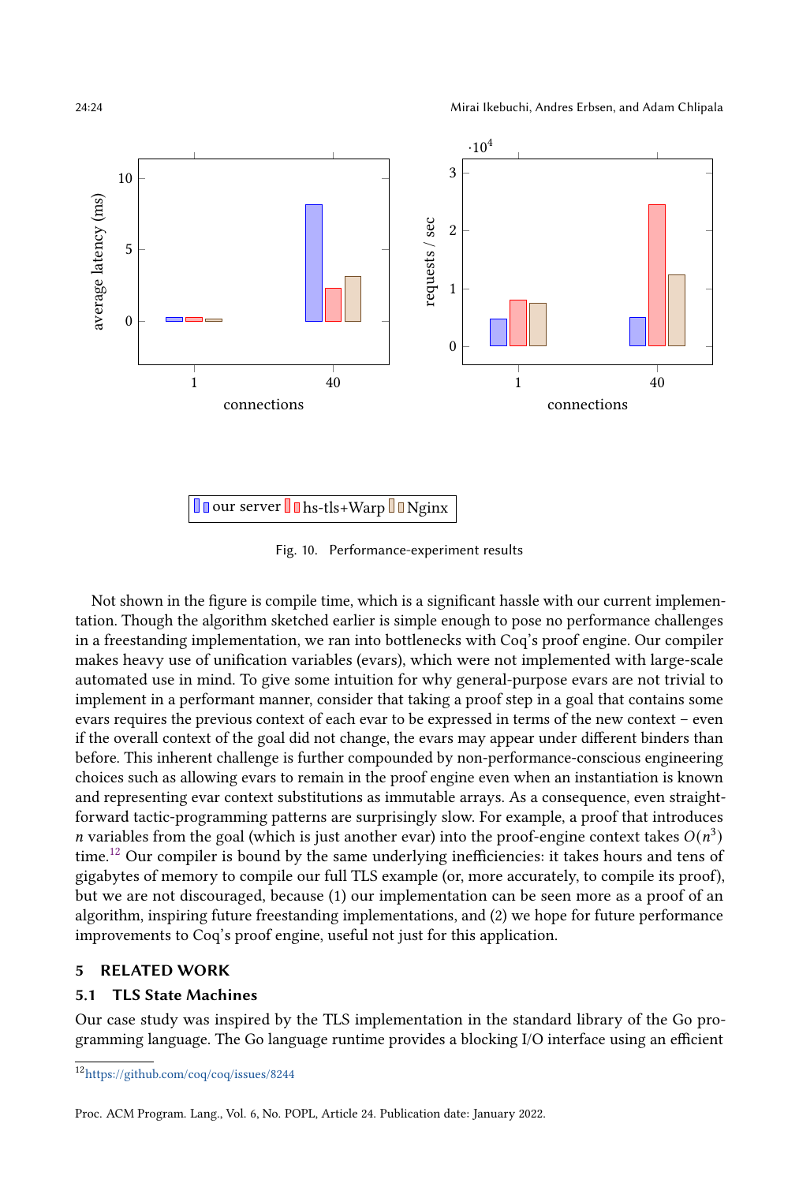Fig. 10. Performance-experiment results

Not shown in the figure is compile time, which is a significant hassle with our current implementation. Though the algorithm sketched earlier is simple enough to pose no performance challenges in a freestanding implementation, we ran into bottlenecks with Coq's proof engine. Our compiler makes heavy use of unification variables (evars), which were not implemented with large-scale automated use in mind. To give some intuition for why general-purpose evars are not trivial to implement in a performant manner, consider that taking a proof step in a goal that contains some evars requires the previous context of each evar to be expressed in terms of the new context – even if the overall context of the goal did not change, the evars may appear under different binders than before. This inherent challenge is further compounded by non-performance-conscious engineering choices such as allowing evars to remain in the proof engine even when an instantiation is known and representing evar context substitutions as immutable arrays. As a consequence, even straightforward tactic-programming patterns are surprisingly slow. For example, a proof that introduces $n$ variables from the goal (which is just another evar) into the proof-engine context takes $O(n^3)$ time.[12] Our compiler is bound by the same underlying inefficiencies: it takes hours and tens of gigabytes of memory to compile our full TLS example (or, more accurately, to compile its proof), but we are not discouraged, because (1) our implementation can be seen more as a proof of an algorithm, inspiring future freestanding implementations, and (2) we hope for future performance improvements to Coq's proof engine, useful not just for this application.

## 5 RELATED WORK

### 5.1 TLS State Machines

Our case study was inspired by the TLS implementation in the standard library of the Go programming language. The Go language runtime provides a blocking I/O interface using an efficient

[12] https://github.com/coq/coq/issues/8244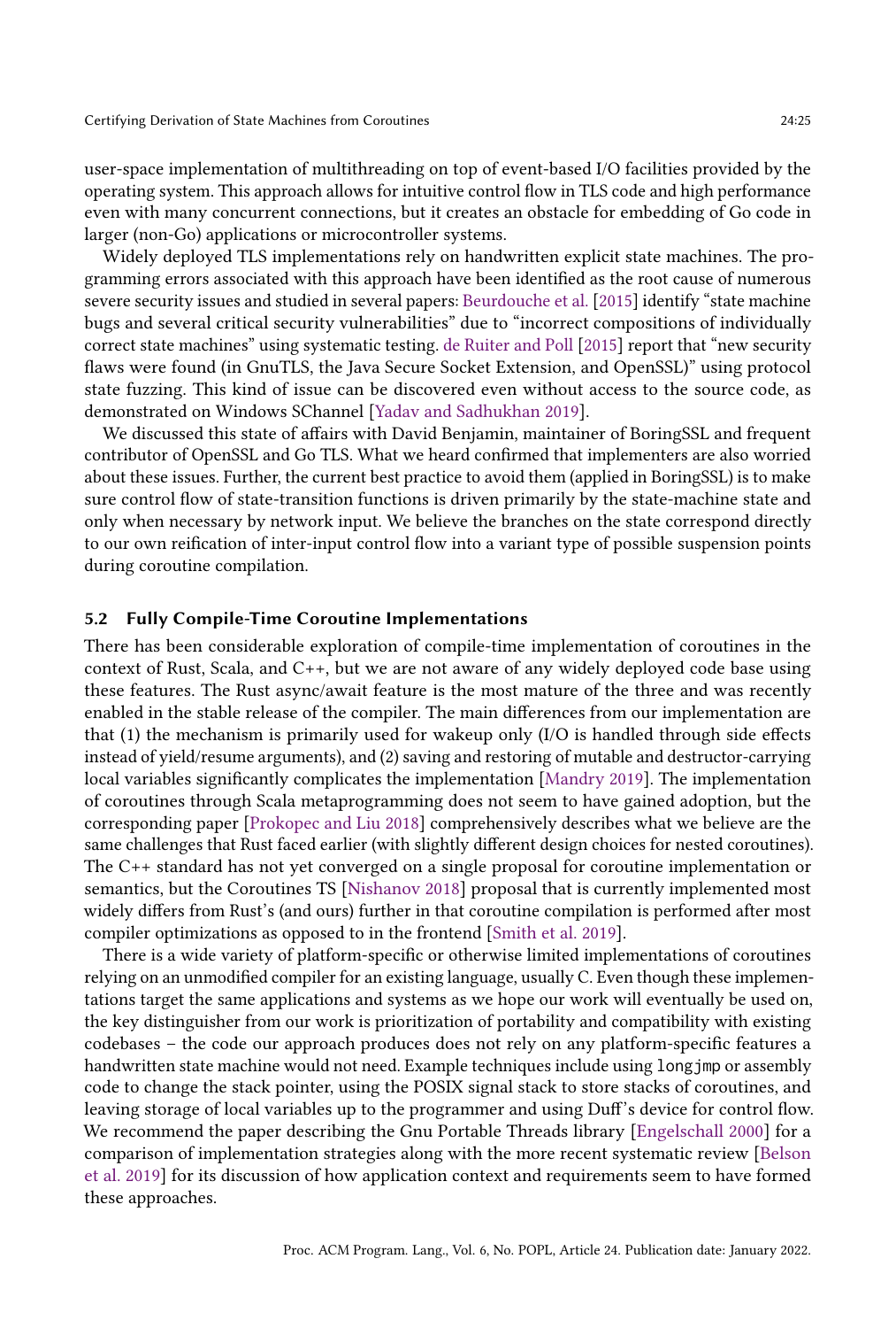user-space implementation of multithreading on top of event-based I/O facilities provided by the operating system. This approach allows for intuitive control flow in TLS code and high performance even with many concurrent connections, but it creates an obstacle for embedding of Go code in larger (non-Go) applications or microcontroller systems.

Widely deployed TLS implementations rely on handwritten explicit state machines. The programming errors associated with this approach have been identified as the root cause of numerous severe security issues and studied in several papers: Beurdouche et al. [2015] identify "state machine bugs and several critical security vulnerabilities" due to "incorrect compositions of individually correct state machines" using systematic testing. de Ruiter and Poll [2015] report that "new security flaws were found (in GnuTLS, the Java Secure Socket Extension, and OpenSSL)" using protocol state fuzzing. This kind of issue can be discovered even without access to the source code, as demonstrated on Windows SChannel [Yadav and Sadhukhan 2019].

We discussed this state of affairs with David Benjamin, maintainer of BoringSSL and frequent contributor of OpenSSL and Go TLS. What we heard confirmed that implementers are also worried about these issues. Further, the current best practice to avoid them (applied in BoringSSL) is to make sure control flow of state-transition functions is driven primarily by the state-machine state and only when necessary by network input. We believe the branches on the state correspond directly to our own reification of inter-input control flow into a variant type of possible suspension points during coroutine compilation.

### 5.2 Fully Compile-Time Coroutine Implementations

There has been considerable exploration of compile-time implementation of coroutines in the context of Rust, Scala, and C++, but we are not aware of any widely deployed code base using these features. The Rust async/await feature is the most mature of the three and was recently enabled in the stable release of the compiler. The main differences from our implementation are that (1) the mechanism is primarily used for wakeup only (I/O is handled through side effects instead of yield/resume arguments), and (2) saving and restoring of mutable and destructor-carrying local variables significantly complicates the implementation [Mandry 2019]. The implementation of coroutines through Scala metaprogramming does not seem to have gained adoption, but the corresponding paper [Prokopec and Liu 2018] comprehensively describes what we believe are the same challenges that Rust faced earlier (with slightly different design choices for nested coroutines). The C++ standard has not yet converged on a single proposal for coroutine implementation or semantics, but the Coroutines TS [Nishanov 2018] proposal that is currently implemented most widely differs from Rust's (and ours) further in that coroutine compilation is performed after most compiler optimizations as opposed to in the frontend [Smith et al. 2019].

There is a wide variety of platform-specific or otherwise limited implementations of coroutines relying on an unmodified compiler for an existing language, usually C. Even though these implementations target the same applications and systems as we hope our work will eventually be used on, the key distinguisher from our work is prioritization of portability and compatibility with existing codebases – the code our approach produces does not rely on any platform-specific features a handwritten state machine would not need. Example techniques include using `longjmp` or assembly code to change the stack pointer, using the POSIX signal stack to store stacks of coroutines, and leaving storage of local variables up to the programmer and using Duff's device for control flow. We recommend the paper describing the Gnu Portable Threads library [Engelschall 2000] for a comparison of implementation strategies along with the more recent systematic review [Belson et al. 2019] for its discussion of how application context and requirements seem to have formed these approaches.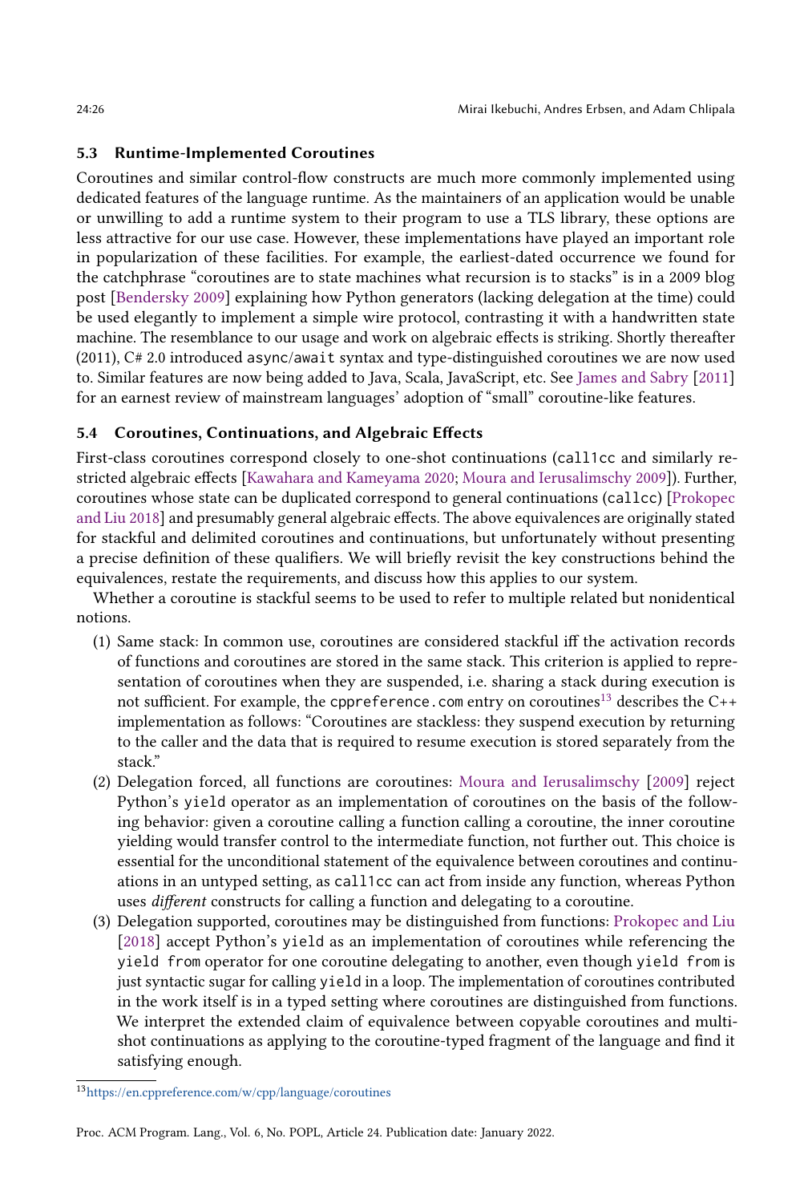### 5.3 Runtime-Implemented Coroutines

Coroutines and similar control-flow constructs are much more commonly implemented using dedicated features of the language runtime. As the maintainers of an application would be unable or unwilling to add a runtime system to their program to use a TLS library, these options are less attractive for our use case. However, these implementations have played an important role in popularization of these facilities. For example, the earliest-dated occurrence we found for the catchphrase "coroutines are to state machines what recursion is to stacks" is in a 2009 blog post [Bendersky 2009] explaining how Python generators (lacking delegation at the time) could be used elegantly to implement a simple wire protocol, contrasting it with a handwritten state machine. The resemblance to our usage and work on algebraic effects is striking. Shortly thereafter (2011), C# 2.0 introduced `async`/`await` syntax and type-distinguished coroutines we are now used to. Similar features are now being added to Java, Scala, JavaScript, etc. See James and Sabry [2011] for an earnest review of mainstream languages' adoption of "small" coroutine-like features.

### 5.4 Coroutines, Continuations, and Algebraic Effects

First-class coroutines correspond closely to one-shot continuations (`call1cc` and similarly restricted algebraic effects [Kawahara and Kameyama 2020; Moura and Ierusalimschy 2009]). Further, coroutines whose state can be duplicated correspond to general continuations (`callcc`) [Prokopec and Liu 2018] and presumably general algebraic effects. The above equivalences are originally stated for stackful and delimited coroutines and continuations, but unfortunately without presenting a precise definition of these qualifiers. We will briefly revisit the key constructions behind the equivalences, restate the requirements, and discuss how this applies to our system.

Whether a coroutine is stackful seems to be used to refer to multiple related but nonidentical notions.

(1) Same stack: In common use, coroutines are considered stackful iff the activation records of functions and coroutines are stored in the same stack. This criterion is applied to representation of coroutines when they are suspended, i.e. sharing a stack during execution is not sufficient. For example, the `cppreference.com` entry on coroutines[13] describes the C++ implementation as follows: "Coroutines are stackless: they suspend execution by returning to the caller and the data that is required to resume execution is stored separately from the stack."

(2) Delegation forced, all functions are coroutines: Moura and Ierusalimschy [2009] reject Python's `yield` operator as an implementation of coroutines on the basis of the following behavior: given a coroutine calling a function calling a coroutine, the inner coroutine yielding would transfer control to the intermediate function, not further out. This choice is essential for the unconditional statement of the equivalence between coroutines and continuations in an untyped setting, as `call1cc` can act from inside any function, whereas Python uses *different* constructs for calling a function and delegating to a coroutine.

(3) Delegation supported, coroutines may be distinguished from functions: Prokopec and Liu [2018] accept Python's `yield` as an implementation of coroutines while referencing the `yield from` operator for one coroutine delegating to another, even though `yield from` is just syntactic sugar for calling `yield` in a loop. The implementation of coroutines contributed in the work itself is in a typed setting where coroutines are distinguished from functions. We interpret the extended claim of equivalence between copyable coroutines and multishot continuations as applying to the coroutine-typed fragment of the language and find it satisfying enough.

[13] https://en.cppreference.com/w/cpp/language/coroutines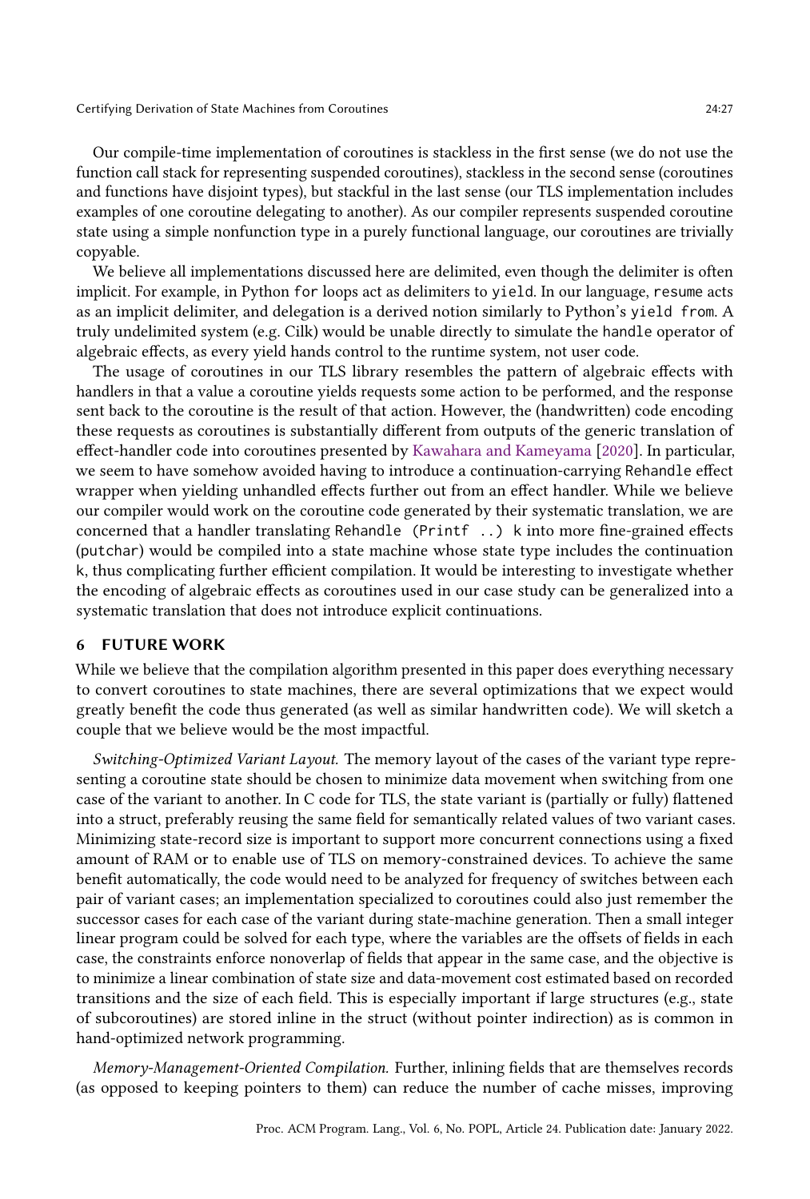Our compile-time implementation of coroutines is stackless in the first sense (we do not use the function call stack for representing suspended coroutines), stackless in the second sense (coroutines and functions have disjoint types), but stackful in the last sense (our TLS implementation includes examples of one coroutine delegating to another). As our compiler represents suspended coroutine state using a simple nonfunction type in a purely functional language, our coroutines are trivially copyable.

We believe all implementations discussed here are delimited, even though the delimiter is often implicit. For example, in Python `for` loops act as delimiters to `yield`. In our language, `resume` acts as an implicit delimiter, and delegation is a derived notion similarly to Python's `yield from`. A truly undelimited system (e.g. Cilk) would be unable directly to simulate the `handle` operator of algebraic effects, as every yield hands control to the runtime system, not user code.

The usage of coroutines in our TLS library resembles the pattern of algebraic effects with handlers in that a value a coroutine yields requests some action to be performed, and the response sent back to the coroutine is the result of that action. However, the (handwritten) code encoding these requests as coroutines is substantially different from outputs of the generic translation of effect-handler code into coroutines presented by Kawahara and Kameyama [2020]. In particular, we seem to have somehow avoided having to introduce a continuation-carrying `Rehandle` effect wrapper when yielding unhandled effects further out from an effect handler. While we believe our compiler would work on the coroutine code generated by their systematic translation, we are concerned that a handler translating `Rehandle (Printf ..) k` into more fine-grained effects (`putchar`) would be compiled into a state machine whose state type includes the continuation `k`, thus complicating further efficient compilation. It would be interesting to investigate whether the encoding of algebraic effects as coroutines used in our case study can be generalized into a systematic translation that does not introduce explicit continuations.

## 6 FUTURE WORK

While we believe that the compilation algorithm presented in this paper does everything necessary to convert coroutines to state machines, there are several optimizations that we expect would greatly benefit the code thus generated (as well as similar handwritten code). We will sketch a couple that we believe would be the most impactful.

*Switching-Optimized Variant Layout.* The memory layout of the cases of the variant type representing a coroutine state should be chosen to minimize data movement when switching from one case of the variant to another. In C code for TLS, the state variant is (partially or fully) flattened into a struct, preferably reusing the same field for semantically related values of two variant cases. Minimizing state-record size is important to support more concurrent connections using a fixed amount of RAM or to enable use of TLS on memory-constrained devices. To achieve the same benefit automatically, the code would need to be analyzed for frequency of switches between each pair of variant cases; an implementation specialized to coroutines could also just remember the successor cases for each case of the variant during state-machine generation. Then a small integer linear program could be solved for each type, where the variables are the offsets of fields in each case, the constraints enforce nonoverlap of fields that appear in the same case, and the objective is to minimize a linear combination of state size and data-movement cost estimated based on recorded transitions and the size of each field. This is especially important if large structures (e.g., state of subcoroutines) are stored inline in the struct (without pointer indirection) as is common in hand-optimized network programming.

*Memory-Management-Oriented Compilation.* Further, inlining fields that are themselves records (as opposed to keeping pointers to them) can reduce the number of cache misses, improving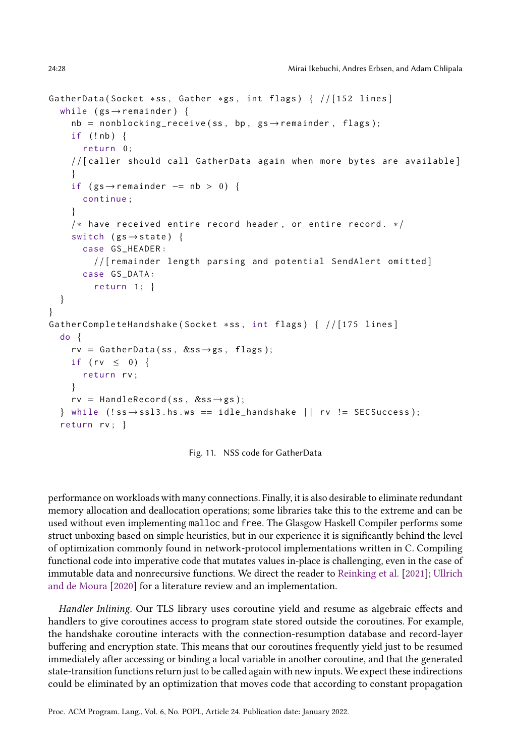```
GatherData(Socket *ss, Gather *gs, int flags) { //[152 lines]
  while (gs→remainder) {
    nb = nonblocking_receive(ss, bp, gs→remainder, flags);
    if (!nb) {
      return 0;
    //[caller should call GatherData again when more bytes are available]
    }
    if (gs→remainder -= nb > 0) {
      continue;
    }
    /* have received entire record header, or entire record. */
    switch (gs→state) {
      case GS_HEADER:
        //[remainder length parsing and potential SendAlert omitted]
      case GS_DATA:
        return 1; }
  }
}
GatherCompleteHandshake(Socket *ss, int flags) { //[175 lines]
  do {
    rv = GatherData(ss, &ss→gs, flags);
    if (rv ≤ 0) {
      return rv;
    }
    rv = HandleRecord(ss, &ss→gs);
  } while (!ss→ssl3.hs.ws == idle_handshake || rv != SECSuccess);
  return rv; }
```

Fig. 11. NSS code for GatherData

performance on workloads with many connections. Finally, it is also desirable to eliminate redundant memory allocation and deallocation operations; some libraries take this to the extreme and can be used without even implementing `malloc` and `free`. The Glasgow Haskell Compiler performs some struct unboxing based on simple heuristics, but in our experience it is significantly behind the level of optimization commonly found in network-protocol implementations written in C. Compiling functional code into imperative code that mutates values in-place is challenging, even in the case of immutable data and nonrecursive functions. We direct the reader to Reinking et al. [2021]; Ullrich and de Moura [2020] for a literature review and an implementation.

*Handler Inlining.* Our TLS library uses coroutine yield and resume as algebraic effects and handlers to give coroutines access to program state stored outside the coroutines. For example, the handshake coroutine interacts with the connection-resumption database and record-layer buffering and encryption state. This means that our coroutines frequently yield just to be resumed immediately after accessing or binding a local variable in another coroutine, and that the generated state-transition functions return just to be called again with new inputs. We expect these indirections could be eliminated by an optimization that moves code that according to constant propagation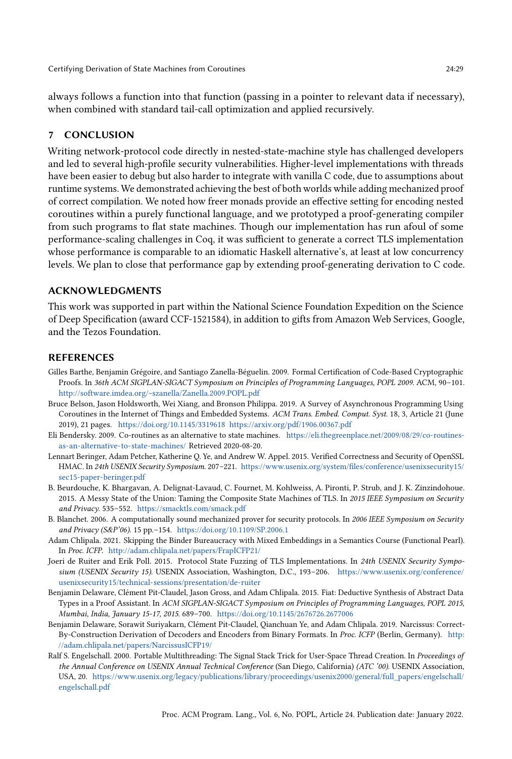always follows a function into that function (passing in a pointer to relevant data if necessary), when combined with standard tail-call optimization and applied recursively.

## 7 CONCLUSION

Writing network-protocol code directly in nested-state-machine style has challenged developers and led to several high-profile security vulnerabilities. Higher-level implementations with threads have been easier to debug but also harder to integrate with vanilla C code, due to assumptions about runtime systems. We demonstrated achieving the best of both worlds while adding mechanized proof of correct compilation. We noted how freer monads provide an effective setting for encoding nested coroutines within a purely functional language, and we prototyped a proof-generating compiler from such programs to flat state machines. Though our implementation has run afoul of some performance-scaling challenges in Coq, it was sufficient to generate a correct TLS implementation whose performance is comparable to an idiomatic Haskell alternative's, at least at low concurrency levels. We plan to close that performance gap by extending proof-generating derivation to C code.

## ACKNOWLEDGMENTS

This work was supported in part within the National Science Foundation Expedition on the Science of Deep Specification (award CCF-1521584), in addition to gifts from Amazon Web Services, Google, and the Tezos Foundation.

## REFERENCES

Gilles Barthe, Benjamin Grégoire, and Santiago Zanella-Béguelin. 2009. Formal Certification of Code-Based Cryptographic Proofs. In *36th ACM SIGPLAN-SIGACT Symposium on Principles of Programming Languages, POPL 2009*. ACM, 90–101. http://software.imdea.org/~szanella/Zanella.2009.POPL.pdf

Bruce Belson, Jason Holdsworth, Wei Xiang, and Bronson Philippa. 2019. A Survey of Asynchronous Programming Using Coroutines in the Internet of Things and Embedded Systems. *ACM Trans. Embed. Comput. Syst.* 18, 3, Article 21 (June 2019), 21 pages. https://doi.org/10.1145/3319618 https://arxiv.org/pdf/1906.00367.pdf

Eli Bendersky. 2009. Co-routines as an alternative to state machines. https://eli.thegreenplace.net/2009/08/29/co-routines-as-an-alternative-to-state-machines/ Retrieved 2020-08-20.

Lennart Beringer, Adam Petcher, Katherine Q. Ye, and Andrew W. Appel. 2015. Verified Correctness and Security of OpenSSL HMAC. In *24th USENIX Security Symposium*. 207–221. https://www.usenix.org/system/files/conference/usenixsecurity15/sec15-paper-beringer.pdf

B. Beurdouche, K. Bhargavan, A. Delignat-Lavaud, C. Fournet, M. Kohlweiss, A. Pironti, P. Strub, and J. K. Zinzindohoue. 2015. A Messy State of the Union: Taming the Composite State Machines of TLS. In *2015 IEEE Symposium on Security and Privacy*. 535–552. https://smacktls.com/smack.pdf

B. Blanchet. 2006. A computationally sound mechanized prover for security protocols. In *2006 IEEE Symposium on Security and Privacy (S&P'06)*. 15 pp.–154. https://doi.org/10.1109/SP.2006.1

Adam Chlipala. 2021. Skipping the Binder Bureaucracy with Mixed Embeddings in a Semantics Course (Functional Pearl). In *Proc. ICFP*. http://adam.chlipala.net/papers/FrapICFP21/

Joeri de Ruiter and Erik Poll. 2015. Protocol State Fuzzing of TLS Implementations. In *24th USENIX Security Symposium (USENIX Security 15)*. USENIX Association, Washington, D.C., 193–206. https://www.usenix.org/conference/usenixsecurity15/technical-sessions/presentation/de-ruiter

Benjamin Delaware, Clément Pit-Claudel, Jason Gross, and Adam Chlipala. 2015. Fiat: Deductive Synthesis of Abstract Data Types in a Proof Assistant. In *ACM SIGPLAN-SIGACT Symposium on Principles of Programming Languages, POPL 2015, Mumbai, India, January 15-17, 2015*. 689–700. https://doi.org/10.1145/2676726.2677006

Benjamin Delaware, Sorawit Suriyakarn, Clément Pit-Claudel, Qianchuan Ye, and Adam Chlipala. 2019. Narcissus: Correct-By-Construction Derivation of Decoders and Encoders from Binary Formats. In *Proc. ICFP* (Berlin, Germany). http://adam.chlipala.net/papers/NarcissusICFP19/

Ralf S. Engelschall. 2000. Portable Multithreading: The Signal Stack Trick for User-Space Thread Creation. In *Proceedings of the Annual Conference on USENIX Annual Technical Conference* (San Diego, California) *(ATC '00)*. USENIX Association, USA, 20. https://www.usenix.org/legacy/publications/library/proceedings/usenix2000/general/full_papers/engelschall/engelschall.pdf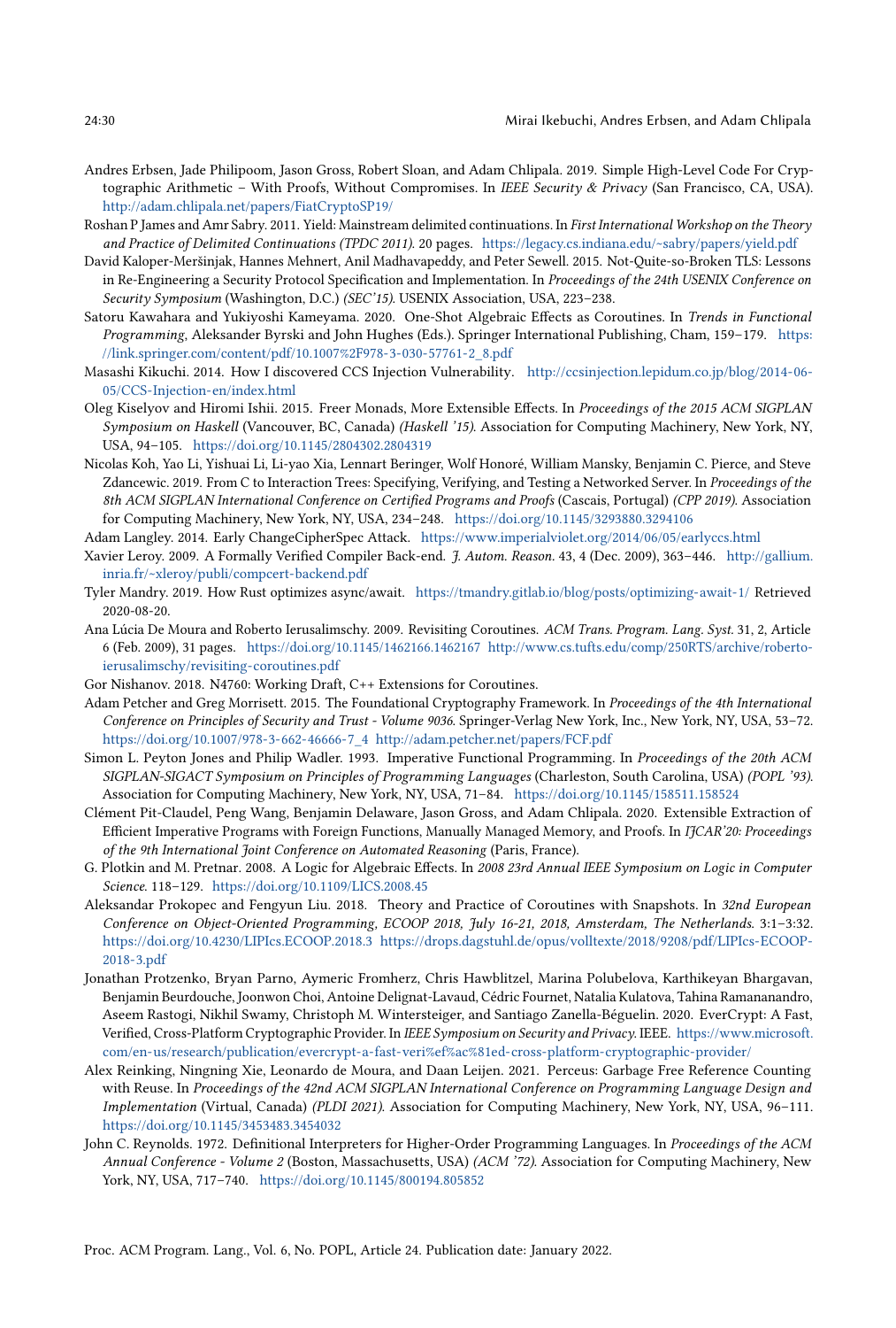Andres Erbsen, Jade Philipoom, Jason Gross, Robert Sloan, and Adam Chlipala. 2019. Simple High-Level Code For Cryptographic Arithmetic – With Proofs, Without Compromises. In *IEEE Security & Privacy* (San Francisco, CA, USA). http://adam.chlipala.net/papers/FiatCryptoSP19/

Roshan P James and Amr Sabry. 2011. Yield: Mainstream delimited continuations. In *First International Workshop on the Theory and Practice of Delimited Continuations (TPDC 2011)*. 20 pages. https://legacy.cs.indiana.edu/~sabry/papers/yield.pdf

David Kaloper-Meršinjak, Hannes Mehnert, Anil Madhavapeddy, and Peter Sewell. 2015. Not-Quite-so-Broken TLS: Lessons in Re-Engineering a Security Protocol Specification and Implementation. In *Proceedings of the 24th USENIX Conference on Security Symposium* (Washington, D.C.) *(SEC'15)*. USENIX Association, USA, 223–238.

Satoru Kawahara and Yukiyoshi Kameyama. 2020. One-Shot Algebraic Effects as Coroutines. In *Trends in Functional Programming*, Aleksander Byrski and John Hughes (Eds.). Springer International Publishing, Cham, 159–179. https://link.springer.com/content/pdf/10.1007%2F978-3-030-57761-2_8.pdf

Masashi Kikuchi. 2014. How I discovered CCS Injection Vulnerability. http://ccsinjection.lepidum.co.jp/blog/2014-06-05/CCS-Injection-en/index.html

Oleg Kiselyov and Hiromi Ishii. 2015. Freer Monads, More Extensible Effects. In *Proceedings of the 2015 ACM SIGPLAN Symposium on Haskell* (Vancouver, BC, Canada) *(Haskell '15)*. Association for Computing Machinery, New York, NY, USA, 94–105. https://doi.org/10.1145/2804302.2804319

Nicolas Koh, Yao Li, Yishuai Li, Li-yao Xia, Lennart Beringer, Wolf Honoré, William Mansky, Benjamin C. Pierce, and Steve Zdancewic. 2019. From C to Interaction Trees: Specifying, Verifying, and Testing a Networked Server. In *Proceedings of the 8th ACM SIGPLAN International Conference on Certified Programs and Proofs* (Cascais, Portugal) *(CPP 2019)*. Association for Computing Machinery, New York, NY, USA, 234–248. https://doi.org/10.1145/3293880.3294106

Adam Langley. 2014. Early ChangeCipherSpec Attack. https://www.imperialviolet.org/2014/06/05/earlyccs.html

Xavier Leroy. 2009. A Formally Verified Compiler Back-end. *J. Autom. Reason.* 43, 4 (Dec. 2009), 363–446. http://gallium.inria.fr/~xleroy/publi/compcert-backend.pdf

Tyler Mandry. 2019. How Rust optimizes async/await. https://tmandry.gitlab.io/blog/posts/optimizing-await-1/ Retrieved 2020-08-20.

Ana Lúcia De Moura and Roberto Ierusalimschy. 2009. Revisiting Coroutines. *ACM Trans. Program. Lang. Syst.* 31, 2, Article 6 (Feb. 2009), 31 pages. https://doi.org/10.1145/1462166.1462167 http://www.cs.tufts.edu/comp/250RTS/archive/roberto-ierusalimschy/revisiting-coroutines.pdf

Gor Nishanov. 2018. N4760: Working Draft, C++ Extensions for Coroutines.

Adam Petcher and Greg Morrisett. 2015. The Foundational Cryptography Framework. In *Proceedings of the 4th International Conference on Principles of Security and Trust - Volume 9036*. Springer-Verlag New York, Inc., New York, NY, USA, 53–72. https://doi.org/10.1007/978-3-662-46666-7_4 http://adam.petcher.net/papers/FCF.pdf

Simon L. Peyton Jones and Philip Wadler. 1993. Imperative Functional Programming. In *Proceedings of the 20th ACM SIGPLAN-SIGACT Symposium on Principles of Programming Languages* (Charleston, South Carolina, USA) *(POPL '93)*. Association for Computing Machinery, New York, NY, USA, 71–84. https://doi.org/10.1145/158511.158524

Clément Pit-Claudel, Peng Wang, Benjamin Delaware, Jason Gross, and Adam Chlipala. 2020. Extensible Extraction of Efficient Imperative Programs with Foreign Functions, Manually Managed Memory, and Proofs. In *IJCAR'20: Proceedings of the 9th International Joint Conference on Automated Reasoning* (Paris, France).

G. Plotkin and M. Pretnar. 2008. A Logic for Algebraic Effects. In *2008 23rd Annual IEEE Symposium on Logic in Computer Science*. 118–129. https://doi.org/10.1109/LICS.2008.45

Aleksandar Prokopec and Fengyun Liu. 2018. Theory and Practice of Coroutines with Snapshots. In *32nd European Conference on Object-Oriented Programming, ECOOP 2018, July 16-21, 2018, Amsterdam, The Netherlands*. 3:1–3:32. https://doi.org/10.4230/LIPIcs.ECOOP.2018.3 https://drops.dagstuhl.de/opus/volltexte/2018/9208/pdf/LIPIcs-ECOOP-2018-3.pdf

Jonathan Protzenko, Bryan Parno, Aymeric Fromherz, Chris Hawblitzel, Marina Polubelova, Karthikeyan Bhargavan, Benjamin Beurdouche, Joonwon Choi, Antoine Delignat-Lavaud, Cédric Fournet, Natalia Kulatova, Tahina Ramananandro, Aseem Rastogi, Nikhil Swamy, Christoph M. Wintersteiger, and Santiago Zanella-Béguelin. 2020. EverCrypt: A Fast, Verified, Cross-Platform Cryptographic Provider. In *IEEE Symposium on Security and Privacy*. IEEE. https://www.microsoft.com/en-us/research/publication/evercrypt-a-fast-veri%ef%ac%81ed-cross-platform-cryptographic-provider/

Alex Reinking, Ningning Xie, Leonardo de Moura, and Daan Leijen. 2021. Perceus: Garbage Free Reference Counting with Reuse. In *Proceedings of the 42nd ACM SIGPLAN International Conference on Programming Language Design and Implementation* (Virtual, Canada) *(PLDI 2021)*. Association for Computing Machinery, New York, NY, USA, 96–111. https://doi.org/10.1145/3453483.3454032

John C. Reynolds. 1972. Definitional Interpreters for Higher-Order Programming Languages. In *Proceedings of the ACM Annual Conference - Volume 2* (Boston, Massachusetts, USA) *(ACM '72)*. Association for Computing Machinery, New York, NY, USA, 717–740. https://doi.org/10.1145/800194.805852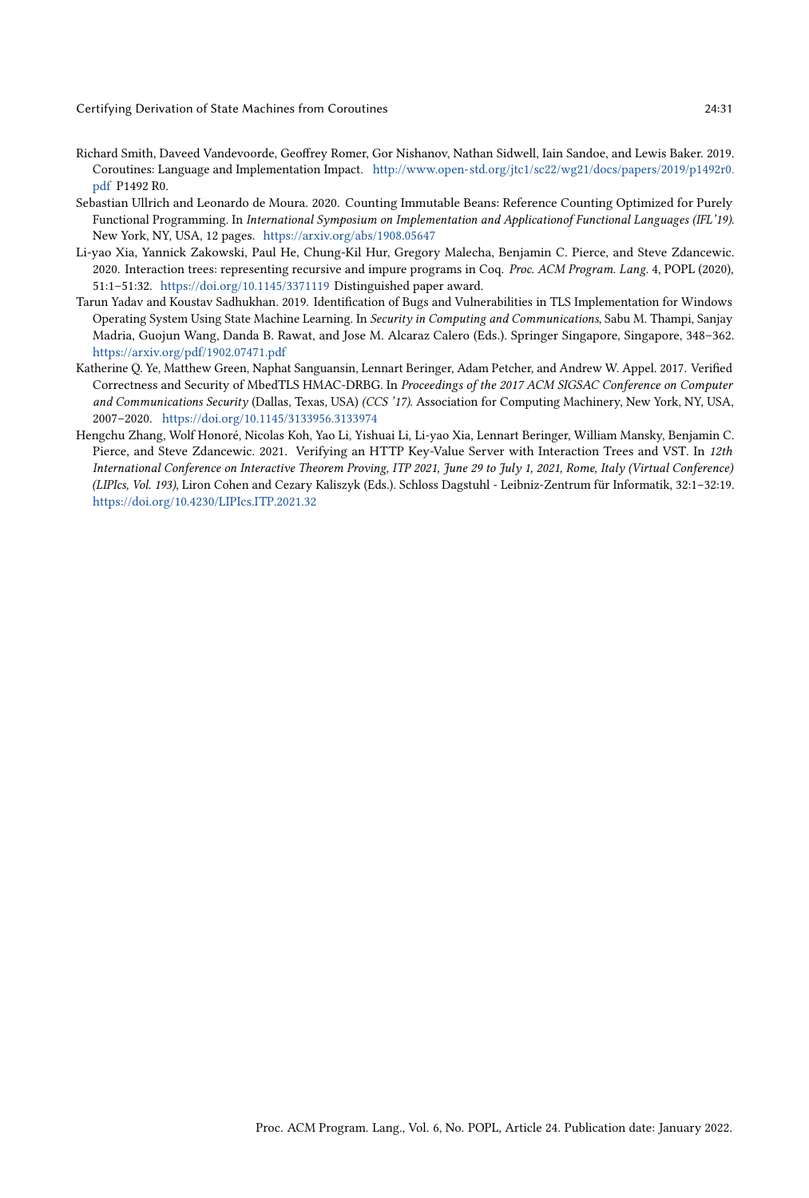Richard Smith, Daveed Vandevoorde, Geoffrey Romer, Gor Nishanov, Nathan Sidwell, Iain Sandoe, and Lewis Baker. 2019. Coroutines: Language and Implementation Impact. http://www.open-std.org/jtc1/sc22/wg21/docs/papers/2019/p1492r0.pdf P1492 R0.

Sebastian Ullrich and Leonardo de Moura. 2020. Counting Immutable Beans: Reference Counting Optimized for Purely Functional Programming. In *International Symposium on Implementation and Applicationof Functional Languages (IFL'19)*. New York, NY, USA, 12 pages. https://arxiv.org/abs/1908.05647

Li-yao Xia, Yannick Zakowski, Paul He, Chung-Kil Hur, Gregory Malecha, Benjamin C. Pierce, and Steve Zdancewic. 2020. Interaction trees: representing recursive and impure programs in Coq. *Proc. ACM Program. Lang.* 4, POPL (2020), 51:1–51:32. https://doi.org/10.1145/3371119 Distinguished paper award.

Tarun Yadav and Koustav Sadhukhan. 2019. Identification of Bugs and Vulnerabilities in TLS Implementation for Windows Operating System Using State Machine Learning. In *Security in Computing and Communications*, Sabu M. Thampi, Sanjay Madria, Guojun Wang, Danda B. Rawat, and Jose M. Alcaraz Calero (Eds.). Springer Singapore, Singapore, 348–362. https://arxiv.org/pdf/1902.07471.pdf

Katherine Q. Ye, Matthew Green, Naphat Sanguansin, Lennart Beringer, Adam Petcher, and Andrew W. Appel. 2017. Verified Correctness and Security of MbedTLS HMAC-DRBG. In *Proceedings of the 2017 ACM SIGSAC Conference on Computer and Communications Security* (Dallas, Texas, USA) *(CCS '17)*. Association for Computing Machinery, New York, NY, USA, 2007–2020. https://doi.org/10.1145/3133956.3133974

Hengchu Zhang, Wolf Honoré, Nicolas Koh, Yao Li, Yishuai Li, Li-yao Xia, Lennart Beringer, William Mansky, Benjamin C. Pierce, and Steve Zdancewic. 2021. Verifying an HTTP Key-Value Server with Interaction Trees and VST. In *12th International Conference on Interactive Theorem Proving, ITP 2021, June 29 to July 1, 2021, Rome, Italy (Virtual Conference) (LIPIcs, Vol. 193)*, Liron Cohen and Cezary Kaliszyk (Eds.). Schloss Dagstuhl - Leibniz-Zentrum für Informatik, 32:1–32:19. https://doi.org/10.4230/LIPIcs.ITP.2021.32